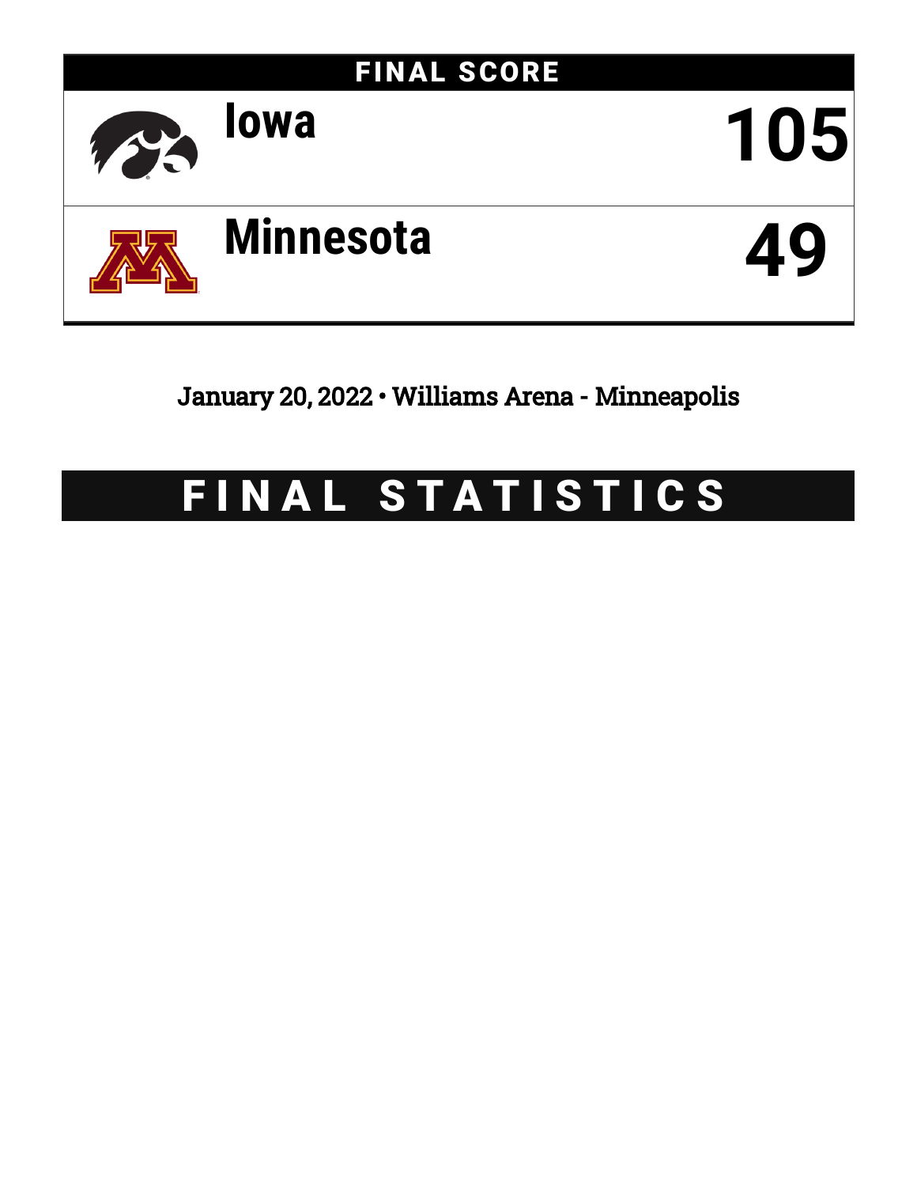# FINAL SCORE

| | |
|---|---|
| Iowa | 105 |
| Minnesota | 49 |

January 20, 2022 • Williams Arena - Minneapolis

# FINAL STATISTICS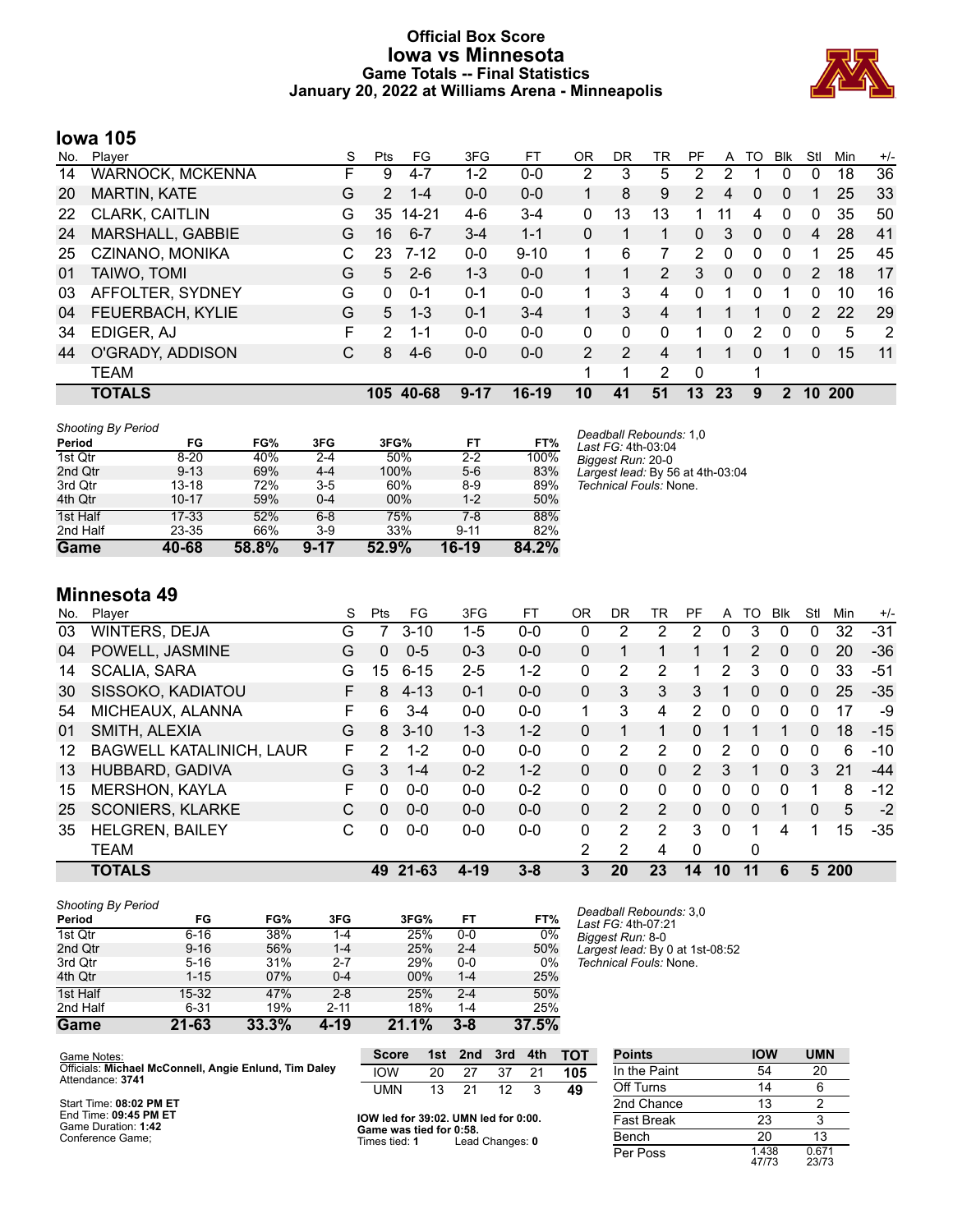# Official Box Score
## Iowa vs Minnesota
### Game Totals -- Final Statistics
### January 20, 2022 at Williams Arena - Minneapolis

## Iowa 105

| No. | Player | S | Pts | FG | 3FG | FT | OR | DR | TR | PF | A | TO | Blk | Stl | Min | +/- |
|---|---|---|---|---|---|---|---|---|---|---|---|---|---|---|---|---|
| 14 | WARNOCK, MCKENNA | F | 9 | 4-7 | 1-2 | 0-0 | 2 | 3 | 5 | 2 | 2 | 1 | 0 | 0 | 18 | 36 |
| 20 | MARTIN, KATE | G | 2 | 1-4 | 0-0 | 0-0 | 1 | 8 | 9 | 2 | 4 | 0 | 0 | 1 | 25 | 33 |
| 22 | CLARK, CAITLIN | G | 35 | 14-21 | 4-6 | 3-4 | 0 | 13 | 13 | 1 | 11 | 4 | 0 | 0 | 35 | 50 |
| 24 | MARSHALL, GABBIE | G | 16 | 6-7 | 3-4 | 1-1 | 0 | 1 | 1 | 0 | 3 | 0 | 0 | 4 | 28 | 41 |
| 25 | CZINANO, MONIKA | C | 23 | 7-12 | 0-0 | 9-10 | 1 | 6 | 7 | 2 | 0 | 0 | 0 | 1 | 25 | 45 |
| 01 | TAIWO, TOMI | G | 5 | 2-6 | 1-3 | 0-0 | 1 | 1 | 2 | 3 | 0 | 0 | 0 | 2 | 18 | 17 |
| 03 | AFFOLTER, SYDNEY | G | 0 | 0-1 | 0-1 | 0-0 | 1 | 3 | 4 | 0 | 1 | 0 | 1 | 0 | 10 | 16 |
| 04 | FEUERBACH, KYLIE | G | 5 | 1-3 | 0-1 | 3-4 | 1 | 3 | 4 | 1 | 1 | 1 | 0 | 2 | 22 | 29 |
| 34 | EDIGER, AJ | F | 2 | 1-1 | 0-0 | 0-0 | 0 | 0 | 0 | 1 | 0 | 2 | 0 | 0 | 5 | 2 |
| 44 | O'GRADY, ADDISON | C | 8 | 4-6 | 0-0 | 0-0 | 2 | 2 | 4 | 1 | 1 | 0 | 1 | 0 | 15 | 11 |
| | TEAM | | | | | | 1 | 1 | 2 | 0 | | 1 | | | | |
| | **TOTALS** | | **105** | **40-68** | **9-17** | **16-19** | **10** | **41** | **51** | **13** | **23** | **9** | **2** | **10** | **200** | |

*Shooting By Period*

| Period | FG | FG% | 3FG | 3FG% | FT | FT% |
|---|---|---|---|---|---|---|
| 1st Qtr | 8-20 | 40% | 2-4 | 50% | 2-2 | 100% |
| 2nd Qtr | 9-13 | 69% | 4-4 | 100% | 5-6 | 83% |
| 3rd Qtr | 13-18 | 72% | 3-5 | 60% | 8-9 | 89% |
| 4th Qtr | 10-17 | 59% | 0-4 | 00% | 1-2 | 50% |
| 1st Half | 17-33 | 52% | 6-8 | 75% | 7-8 | 88% |
| 2nd Half | 23-35 | 66% | 3-9 | 33% | 9-11 | 82% |
| **Game** | **40-68** | **58.8%** | **9-17** | **52.9%** | **16-19** | **84.2%** |

*Deadball Rebounds:* 1,0
*Last FG:* 4th-03:04
*Biggest Run:* 20-0
*Largest lead:* By 56 at 4th-03:04
*Technical Fouls:* None.

## Minnesota 49

| No. | Player | S | Pts | FG | 3FG | FT | OR | DR | TR | PF | A | TO | Blk | Stl | Min | +/- |
|---|---|---|---|---|---|---|---|---|---|---|---|---|---|---|---|---|
| 03 | WINTERS, DEJA | G | 7 | 3-10 | 1-5 | 0-0 | 0 | 2 | 2 | 2 | 0 | 3 | 0 | 0 | 32 | -31 |
| 04 | POWELL, JASMINE | G | 0 | 0-5 | 0-3 | 0-0 | 0 | 1 | 1 | 1 | 1 | 2 | 0 | 0 | 20 | -36 |
| 14 | SCALIA, SARA | G | 15 | 6-15 | 2-5 | 1-2 | 0 | 2 | 2 | 1 | 2 | 3 | 0 | 0 | 33 | -51 |
| 30 | SISSOKO, KADIATOU | F | 8 | 4-13 | 0-1 | 0-0 | 0 | 3 | 3 | 3 | 1 | 0 | 0 | 0 | 25 | -35 |
| 54 | MICHEAUX, ALANNA | F | 6 | 3-4 | 0-0 | 0-0 | 1 | 3 | 4 | 2 | 0 | 0 | 0 | 0 | 17 | -9 |
| 01 | SMITH, ALEXIA | G | 8 | 3-10 | 1-3 | 1-2 | 0 | 1 | 1 | 0 | 1 | 1 | 1 | 0 | 18 | -15 |
| 12 | BAGWELL KATALINICH, LAUR | F | 2 | 1-2 | 0-0 | 0-0 | 0 | 2 | 2 | 0 | 2 | 0 | 0 | 0 | 6 | -10 |
| 13 | HUBBARD, GADIVA | G | 3 | 1-4 | 0-2 | 1-2 | 0 | 0 | 0 | 2 | 3 | 1 | 0 | 3 | 21 | -44 |
| 15 | MERSHON, KAYLA | F | 0 | 0-0 | 0-0 | 0-2 | 0 | 0 | 0 | 0 | 0 | 0 | 0 | 1 | 8 | -12 |
| 25 | SCONIERS, KLARKE | C | 0 | 0-0 | 0-0 | 0-0 | 0 | 2 | 2 | 0 | 0 | 0 | 1 | 0 | 5 | -2 |
| 35 | HELGREN, BAILEY | C | 0 | 0-0 | 0-0 | 0-0 | 0 | 2 | 2 | 3 | 0 | 1 | 4 | 1 | 15 | -35 |
| | TEAM | | | | | | 2 | 2 | 4 | 0 | | 0 | | | | |
| | **TOTALS** | | **49** | **21-63** | **4-19** | **3-8** | **3** | **20** | **23** | **14** | **10** | **11** | **6** | **5** | **200** | |

*Shooting By Period*

| Period | FG | FG% | 3FG | 3FG% | FT | FT% |
|---|---|---|---|---|---|---|
| 1st Qtr | 6-16 | 38% | 1-4 | 25% | 0-0 | 0% |
| 2nd Qtr | 9-16 | 56% | 1-4 | 25% | 2-4 | 50% |
| 3rd Qtr | 5-16 | 31% | 2-7 | 29% | 0-0 | 0% |
| 4th Qtr | 1-15 | 07% | 0-4 | 00% | 1-4 | 25% |
| 1st Half | 15-32 | 47% | 2-8 | 25% | 2-4 | 50% |
| 2nd Half | 6-31 | 19% | 2-11 | 18% | 1-4 | 25% |
| **Game** | **21-63** | **33.3%** | **4-19** | **21.1%** | **3-8** | **37.5%** |

*Deadball Rebounds:* 3,0
*Last FG:* 4th-07:21
*Biggest Run:* 8-0
*Largest lead:* By 0 at 1st-08:52
*Technical Fouls:* None.

Game Notes:
Officials: **Michael McConnell, Angie Enlund, Tim Daley**
Attendance: **3741**

Start Time: **08:02 PM ET**
End Time: **09:45 PM ET**
Game Duration: **1:42**
Conference Game;

| Score | 1st | 2nd | 3rd | 4th | TOT |
|---|---|---|---|---|---|
| IOW | 20 | 27 | 37 | 21 | **105** |
| UMN | 13 | 21 | 12 | 3 | **49** |

**IOW led for 39:02. UMN led for 0:00.**
**Game was tied for 0:58.**
Times tied: **1** Lead Changes: **0**

| Points | IOW | UMN |
|---|---|---|
| In the Paint | 54 | 20 |
| Off Turns | 14 | 6 |
| 2nd Chance | 13 | 2 |
| Fast Break | 23 | 3 |
| Bench | 20 | 13 |
| Per Poss | 1.438 47/73 | 0.671 23/73 |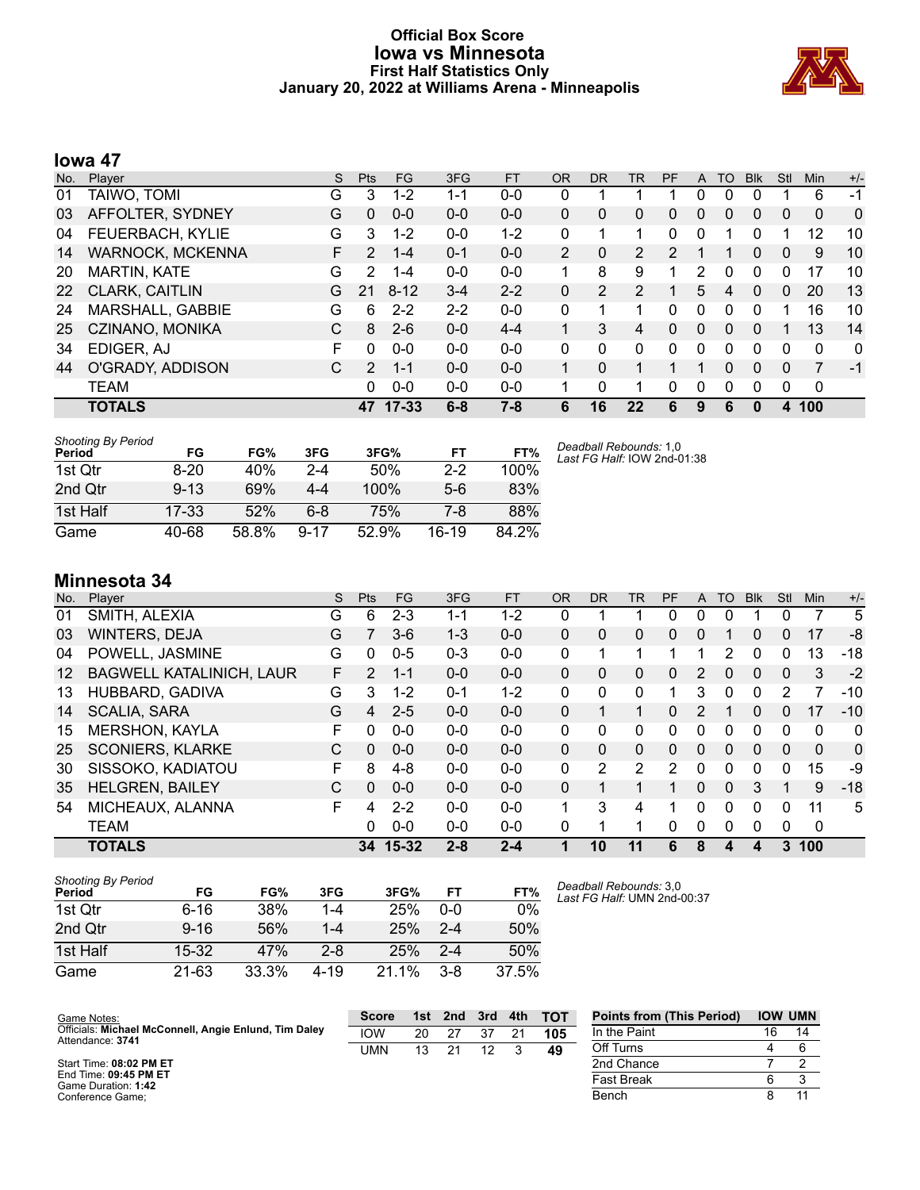# Official Box Score
## Iowa vs Minnesota
### First Half Statistics Only
### January 20, 2022 at Williams Arena - Minneapolis

## Iowa 47

| No. | Player | S | Pts | FG | 3FG | FT | OR | DR | TR | PF | A | TO | Blk | Stl | Min | +/- |
|---|---|---|---|---|---|---|---|---|---|---|---|---|---|---|---|---|
| 01 | TAIWO, TOMI | G | 3 | 1-2 | 1-1 | 0-0 | 0 | 1 | 1 | 1 | 0 | 0 | 0 | 1 | 6 | -1 |
| 03 | AFFOLTER, SYDNEY | G | 0 | 0-0 | 0-0 | 0-0 | 0 | 0 | 0 | 0 | 0 | 0 | 0 | 0 | 0 | 0 |
| 04 | FEUERBACH, KYLIE | G | 3 | 1-2 | 0-0 | 1-2 | 0 | 1 | 1 | 0 | 0 | 1 | 0 | 1 | 12 | 10 |
| 14 | WARNOCK, MCKENNA | F | 2 | 1-4 | 0-1 | 0-0 | 2 | 0 | 2 | 2 | 1 | 1 | 0 | 0 | 9 | 10 |
| 20 | MARTIN, KATE | G | 2 | 1-4 | 0-0 | 0-0 | 1 | 8 | 9 | 1 | 2 | 0 | 0 | 0 | 17 | 10 |
| 22 | CLARK, CAITLIN | G | 21 | 8-12 | 3-4 | 2-2 | 0 | 2 | 2 | 1 | 5 | 4 | 0 | 0 | 20 | 13 |
| 24 | MARSHALL, GABBIE | G | 6 | 2-2 | 2-2 | 0-0 | 0 | 1 | 1 | 0 | 0 | 0 | 0 | 1 | 16 | 10 |
| 25 | CZINANO, MONIKA | C | 8 | 2-6 | 0-0 | 4-4 | 1 | 3 | 4 | 0 | 0 | 0 | 0 | 1 | 13 | 14 |
| 34 | EDIGER, AJ | F | 0 | 0-0 | 0-0 | 0-0 | 0 | 0 | 0 | 0 | 0 | 0 | 0 | 0 | 0 | 0 |
| 44 | O'GRADY, ADDISON | C | 2 | 1-1 | 0-0 | 0-0 | 1 | 0 | 1 | 1 | 1 | 0 | 0 | 0 | 7 | -1 |
| | TEAM | | 0 | 0-0 | 0-0 | 0-0 | 1 | 0 | 1 | 0 | 0 | 0 | 0 | 0 | 0 | |
| | **TOTALS** | | **47** | **17-33** | **6-8** | **7-8** | **6** | **16** | **22** | **6** | **9** | **6** | **0** | **4** | **100** | |

*Shooting By Period*

| Period | FG | FG% | 3FG | 3FG% | FT | FT% |
|---|---|---|---|---|---|---|
| 1st Qtr | 8-20 | 40% | 2-4 | 50% | 2-2 | 100% |
| 2nd Qtr | 9-13 | 69% | 4-4 | 100% | 5-6 | 83% |
| 1st Half | 17-33 | 52% | 6-8 | 75% | 7-8 | 88% |
| Game | 40-68 | 58.8% | 9-17 | 52.9% | 16-19 | 84.2% |

*Deadball Rebounds:* 1,0
*Last FG Half:* IOW 2nd-01:38

## Minnesota 34

| No. | Player | S | Pts | FG | 3FG | FT | OR | DR | TR | PF | A | TO | Blk | Stl | Min | +/- |
|---|---|---|---|---|---|---|---|---|---|---|---|---|---|---|---|---|
| 01 | SMITH, ALEXIA | G | 6 | 2-3 | 1-1 | 1-2 | 0 | 1 | 1 | 0 | 0 | 0 | 1 | 0 | 7 | 5 |
| 03 | WINTERS, DEJA | G | 7 | 3-6 | 1-3 | 0-0 | 0 | 0 | 0 | 0 | 0 | 1 | 0 | 0 | 17 | -8 |
| 04 | POWELL, JASMINE | G | 0 | 0-5 | 0-3 | 0-0 | 0 | 1 | 1 | 1 | 1 | 2 | 0 | 0 | 13 | -18 |
| 12 | BAGWELL KATALINICH, LAUR | F | 2 | 1-1 | 0-0 | 0-0 | 0 | 0 | 0 | 0 | 2 | 0 | 0 | 0 | 3 | -2 |
| 13 | HUBBARD, GADIVA | G | 3 | 1-2 | 0-1 | 1-2 | 0 | 0 | 0 | 1 | 3 | 0 | 0 | 2 | 7 | -10 |
| 14 | SCALIA, SARA | G | 4 | 2-5 | 0-0 | 0-0 | 0 | 1 | 1 | 0 | 2 | 1 | 0 | 0 | 17 | -10 |
| 15 | MERSHON, KAYLA | F | 0 | 0-0 | 0-0 | 0-0 | 0 | 0 | 0 | 0 | 0 | 0 | 0 | 0 | 0 | 0 |
| 25 | SCONIERS, KLARKE | C | 0 | 0-0 | 0-0 | 0-0 | 0 | 0 | 0 | 0 | 0 | 0 | 0 | 0 | 0 | 0 |
| 30 | SISSOKO, KADIATOU | F | 8 | 4-8 | 0-0 | 0-0 | 0 | 2 | 2 | 2 | 0 | 0 | 0 | 0 | 15 | -9 |
| 35 | HELGREN, BAILEY | C | 0 | 0-0 | 0-0 | 0-0 | 0 | 1 | 1 | 1 | 0 | 0 | 3 | 1 | 9 | -18 |
| 54 | MICHEAUX, ALANNA | F | 4 | 2-2 | 0-0 | 0-0 | 1 | 3 | 4 | 1 | 0 | 0 | 0 | 0 | 11 | 5 |
| | TEAM | | 0 | 0-0 | 0-0 | 0-0 | 0 | 1 | 1 | 0 | 0 | 0 | 0 | 0 | 0 | |
| | **TOTALS** | | **34** | **15-32** | **2-8** | **2-4** | **1** | **10** | **11** | **6** | **8** | **4** | **4** | **3** | **100** | |

*Shooting By Period*

| Period | FG | FG% | 3FG | 3FG% | FT | FT% |
|---|---|---|---|---|---|---|
| 1st Qtr | 6-16 | 38% | 1-4 | 25% | 0-0 | 0% |
| 2nd Qtr | 9-16 | 56% | 1-4 | 25% | 2-4 | 50% |
| 1st Half | 15-32 | 47% | 2-8 | 25% | 2-4 | 50% |
| Game | 21-63 | 33.3% | 4-19 | 21.1% | 3-8 | 37.5% |

*Deadball Rebounds:* 3,0
*Last FG Half:* UMN 2nd-00:37

Game Notes:
Officials: **Michael McConnell, Angie Enlund, Tim Daley**
Attendance: **3741**

Start Time: **08:02 PM ET**
End Time: **09:45 PM ET**
Game Duration: **1:42**
Conference Game;

| Score | 1st | 2nd | 3rd | 4th | TOT |
|---|---|---|---|---|---|
| IOW | 20 | 27 | 37 | 21 | **105** |
| UMN | 13 | 21 | 12 | 3 | **49** |

| Points from (This Period) | IOW | UMN |
|---|---|---|
| In the Paint | 16 | 14 |
| Off Turns | 4 | 6 |
| 2nd Chance | 7 | 2 |
| Fast Break | 6 | 3 |
| Bench | 8 | 11 |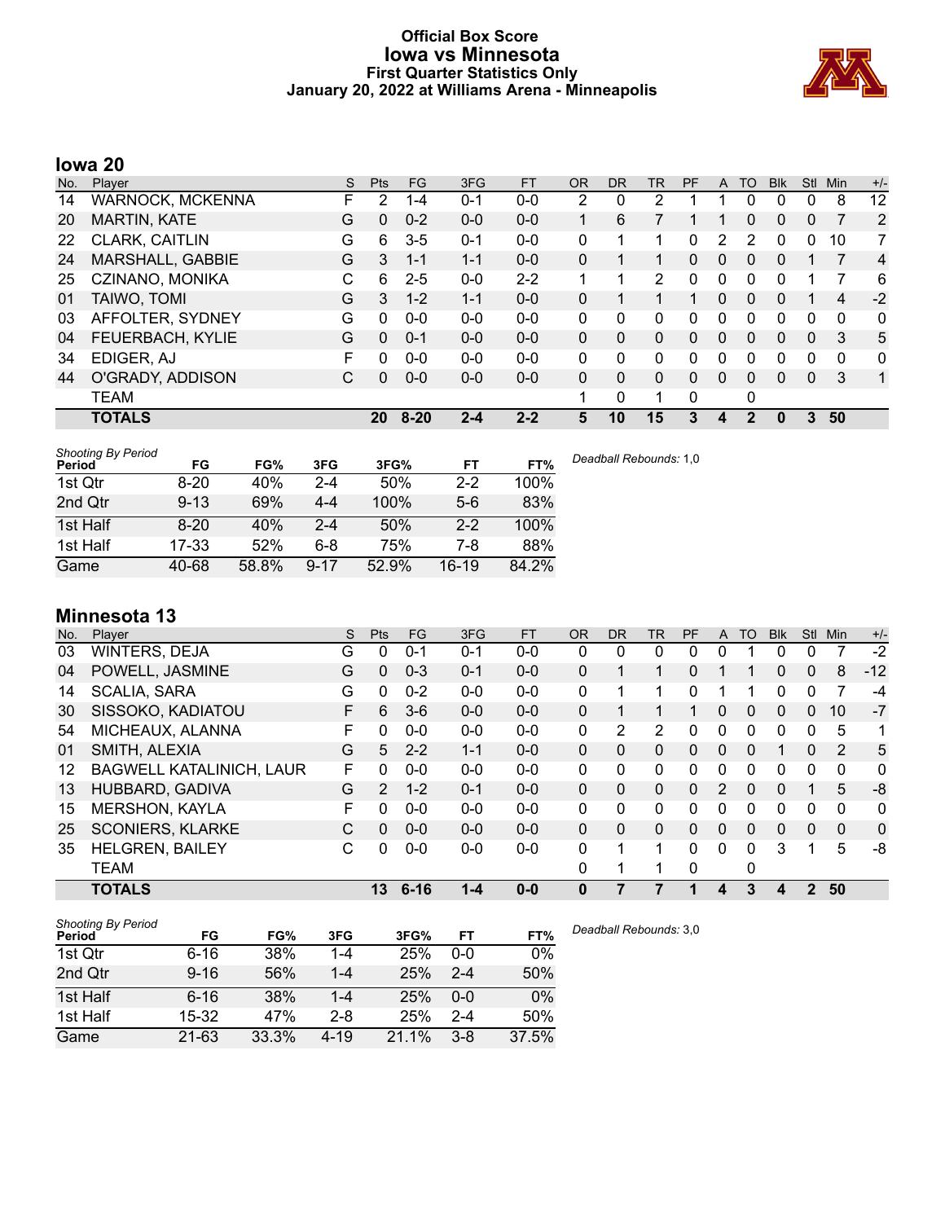# Official Box Score
# Iowa vs Minnesota
## First Quarter Statistics Only
## January 20, 2022 at Williams Arena - Minneapolis

## Iowa 20

| No. | Player | S | Pts | FG | 3FG | FT | OR | DR | TR | PF | A | TO | Blk | Stl | Min | +/- |
|---|---|---|---|---|---|---|---|---|---|---|---|---|---|---|---|---|
| 14 | WARNOCK, MCKENNA | F | 2 | 1-4 | 0-1 | 0-0 | 2 | 0 | 2 | 1 | 1 | 0 | 0 | 0 | 8 | 12 |
| 20 | MARTIN, KATE | G | 0 | 0-2 | 0-0 | 0-0 | 1 | 6 | 7 | 1 | 1 | 0 | 0 | 0 | 7 | 2 |
| 22 | CLARK, CAITLIN | G | 6 | 3-5 | 0-1 | 0-0 | 0 | 1 | 1 | 0 | 2 | 2 | 0 | 0 | 10 | 7 |
| 24 | MARSHALL, GABBIE | G | 3 | 1-1 | 1-1 | 0-0 | 0 | 1 | 1 | 0 | 0 | 0 | 0 | 1 | 7 | 4 |
| 25 | CZINANO, MONIKA | C | 6 | 2-5 | 0-0 | 2-2 | 1 | 1 | 2 | 0 | 0 | 0 | 0 | 1 | 7 | 6 |
| 01 | TAIWO, TOMI | G | 3 | 1-2 | 1-1 | 0-0 | 0 | 1 | 1 | 1 | 0 | 0 | 0 | 1 | 4 | -2 |
| 03 | AFFOLTER, SYDNEY | G | 0 | 0-0 | 0-0 | 0-0 | 0 | 0 | 0 | 0 | 0 | 0 | 0 | 0 | 0 | 0 |
| 04 | FEUERBACH, KYLIE | G | 0 | 0-1 | 0-0 | 0-0 | 0 | 0 | 0 | 0 | 0 | 0 | 0 | 0 | 3 | 5 |
| 34 | EDIGER, AJ | F | 0 | 0-0 | 0-0 | 0-0 | 0 | 0 | 0 | 0 | 0 | 0 | 0 | 0 | 0 | 0 |
| 44 | O'GRADY, ADDISON | C | 0 | 0-0 | 0-0 | 0-0 | 0 | 0 | 0 | 0 | 0 | 0 | 0 | 0 | 3 | 1 |
| | TEAM | | | | | | 1 | 0 | 1 | 0 | | 0 | | | | |
| | **TOTALS** | | **20** | **8-20** | **2-4** | **2-2** | **5** | **10** | **15** | **3** | **4** | **2** | **0** | **3** | **50** | |

*Shooting By Period*

| Period | FG | FG% | 3FG | 3FG% | FT | FT% |
|---|---|---|---|---|---|---|
| 1st Qtr | 8-20 | 40% | 2-4 | 50% | 2-2 | 100% |
| 2nd Qtr | 9-13 | 69% | 4-4 | 100% | 5-6 | 83% |
| 1st Half | 8-20 | 40% | 2-4 | 50% | 2-2 | 100% |
| 1st Half | 17-33 | 52% | 6-8 | 75% | 7-8 | 88% |
| Game | 40-68 | 58.8% | 9-17 | 52.9% | 16-19 | 84.2% |

*Deadball Rebounds:* 1,0

## Minnesota 13

| No. | Player | S | Pts | FG | 3FG | FT | OR | DR | TR | PF | A | TO | Blk | Stl | Min | +/- |
|---|---|---|---|---|---|---|---|---|---|---|---|---|---|---|---|---|
| 03 | WINTERS, DEJA | G | 0 | 0-1 | 0-1 | 0-0 | 0 | 0 | 0 | 0 | 0 | 1 | 0 | 0 | 7 | -2 |
| 04 | POWELL, JASMINE | G | 0 | 0-3 | 0-1 | 0-0 | 0 | 1 | 1 | 0 | 1 | 1 | 0 | 0 | 8 | -12 |
| 14 | SCALIA, SARA | G | 0 | 0-2 | 0-0 | 0-0 | 0 | 1 | 1 | 0 | 1 | 1 | 0 | 0 | 7 | -4 |
| 30 | SISSOKO, KADIATOU | F | 6 | 3-6 | 0-0 | 0-0 | 0 | 1 | 1 | 1 | 0 | 0 | 0 | 0 | 10 | -7 |
| 54 | MICHEAUX, ALANNA | F | 0 | 0-0 | 0-0 | 0-0 | 0 | 2 | 2 | 0 | 0 | 0 | 0 | 0 | 5 | 1 |
| 01 | SMITH, ALEXIA | G | 5 | 2-2 | 1-1 | 0-0 | 0 | 0 | 0 | 0 | 0 | 0 | 1 | 0 | 2 | 5 |
| 12 | BAGWELL KATALINICH, LAUR | F | 0 | 0-0 | 0-0 | 0-0 | 0 | 0 | 0 | 0 | 0 | 0 | 0 | 0 | 0 | 0 |
| 13 | HUBBARD, GADIVA | G | 2 | 1-2 | 0-1 | 0-0 | 0 | 0 | 0 | 0 | 2 | 0 | 0 | 1 | 5 | -8 |
| 15 | MERSHON, KAYLA | F | 0 | 0-0 | 0-0 | 0-0 | 0 | 0 | 0 | 0 | 0 | 0 | 0 | 0 | 0 | 0 |
| 25 | SCONIERS, KLARKE | C | 0 | 0-0 | 0-0 | 0-0 | 0 | 0 | 0 | 0 | 0 | 0 | 0 | 0 | 0 | 0 |
| 35 | HELGREN, BAILEY | C | 0 | 0-0 | 0-0 | 0-0 | 0 | 1 | 1 | 0 | 0 | 0 | 3 | 1 | 5 | -8 |
| | TEAM | | | | | | 0 | 1 | 1 | 0 | | 0 | | | | |
| | **TOTALS** | | **13** | **6-16** | **1-4** | **0-0** | **0** | **7** | **7** | **1** | **4** | **3** | **4** | **2** | **50** | |

*Shooting By Period*

| Period | FG | FG% | 3FG | 3FG% | FT | FT% |
|---|---|---|---|---|---|---|
| 1st Qtr | 6-16 | 38% | 1-4 | 25% | 0-0 | 0% |
| 2nd Qtr | 9-16 | 56% | 1-4 | 25% | 2-4 | 50% |
| 1st Half | 6-16 | 38% | 1-4 | 25% | 0-0 | 0% |
| 1st Half | 15-32 | 47% | 2-8 | 25% | 2-4 | 50% |
| Game | 21-63 | 33.3% | 4-19 | 21.1% | 3-8 | 37.5% |

*Deadball Rebounds:* 3,0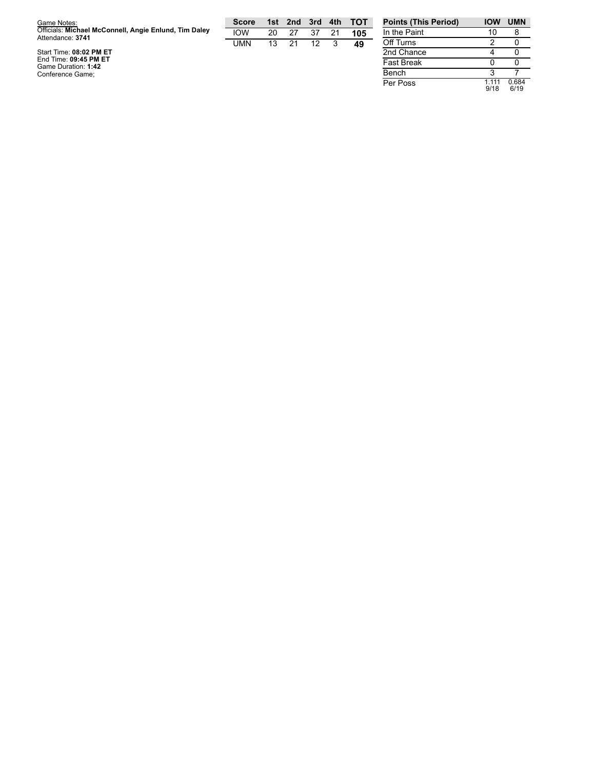Game Notes:
Officials: **Michael McConnell, Angie Enlund, Tim Daley**
Attendance: **3741**

Start Time: **08:02 PM ET**
End Time: **09:45 PM ET**
Game Duration: **1:42**
Conference Game;

| Score | 1st | 2nd | 3rd | 4th | TOT |
| --- | --- | --- | --- | --- | --- |
| IOW | 20 | 27 | 37 | 21 | **105** |
| UMN | 13 | 21 | 12 | 3 | **49** |

| Points (This Period) | IOW | UMN |
| --- | --- | --- |
| In the Paint | 10 | 8 |
| Off Turns | 2 | 0 |
| 2nd Chance | 4 | 0 |
| Fast Break | 0 | 0 |
| Bench | 3 | 7 |
| Per Poss | 1.111 9/18 | 0.684 6/19 |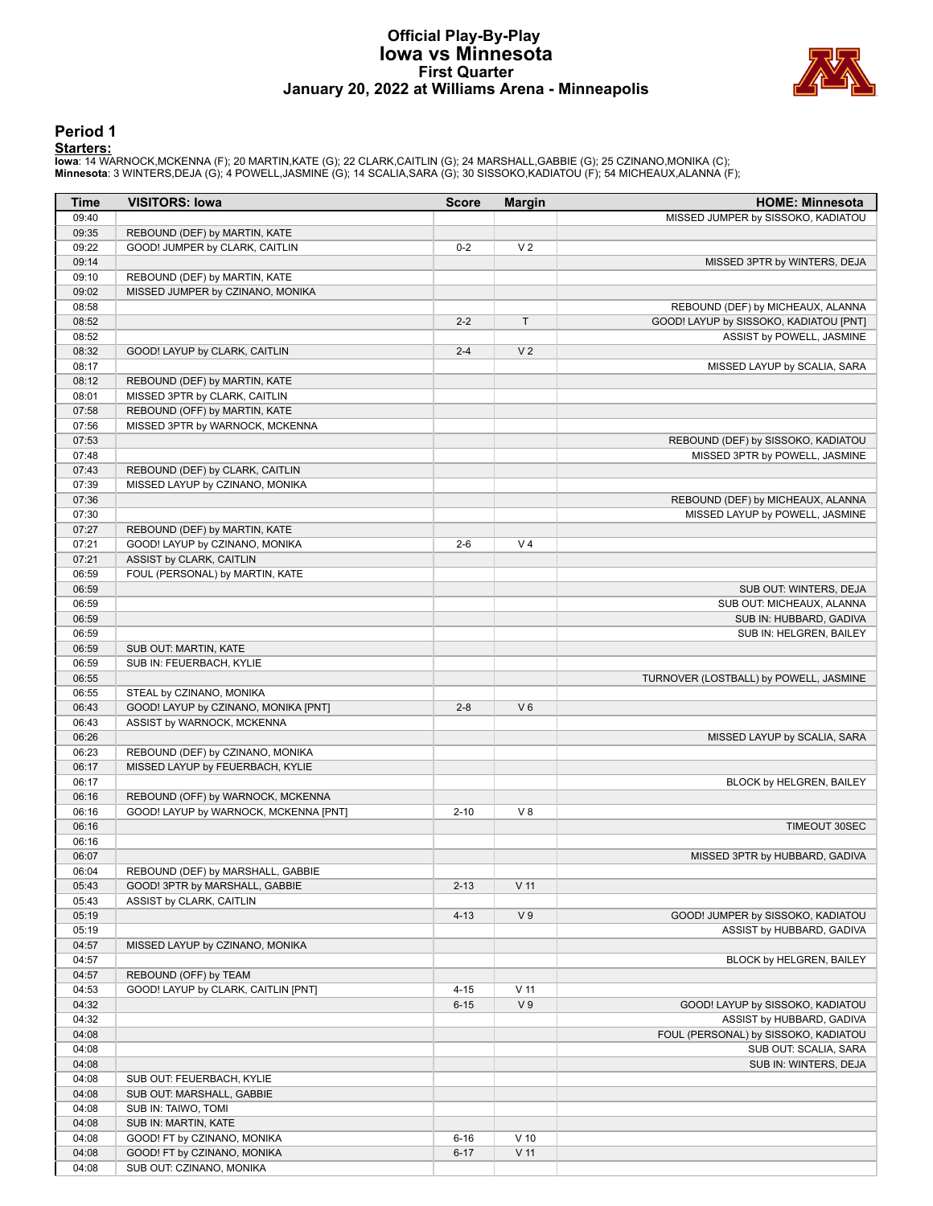# Official Play-By-Play
# Iowa vs Minnesota
## First Quarter
## January 20, 2022 at Williams Arena - Minneapolis

### Period 1

**Starters:**

**Iowa**: 14 WARNOCK,MCKENNA (F); 20 MARTIN,KATE (G); 22 CLARK,CAITLIN (G); 24 MARSHALL,GABBIE (G); 25 CZINANO,MONIKA (C);
**Minnesota**: 3 WINTERS,DEJA (G); 4 POWELL,JASMINE (G); 14 SCALIA,SARA (G); 30 SISSOKO,KADIATOU (F); 54 MICHEAUX,ALANNA (F);

| Time | VISITORS: Iowa | Score | Margin | HOME: Minnesota |
|---|---|---|---|---|
| 09:40 | | | | MISSED JUMPER by SISSOKO, KADIATOU |
| 09:35 | REBOUND (DEF) by MARTIN, KATE | | | |
| 09:22 | GOOD! JUMPER by CLARK, CAITLIN | 0-2 | V 2 | |
| 09:14 | | | | MISSED 3PTR by WINTERS, DEJA |
| 09:10 | REBOUND (DEF) by MARTIN, KATE | | | |
| 09:02 | MISSED JUMPER by CZINANO, MONIKA | | | |
| 08:58 | | | | REBOUND (DEF) by MICHEAUX, ALANNA |
| 08:52 | | 2-2 | T | GOOD! LAYUP by SISSOKO, KADIATOU [PNT] |
| 08:52 | | | | ASSIST by POWELL, JASMINE |
| 08:32 | GOOD! LAYUP by CLARK, CAITLIN | 2-4 | V 2 | |
| 08:17 | | | | MISSED LAYUP by SCALIA, SARA |
| 08:12 | REBOUND (DEF) by MARTIN, KATE | | | |
| 08:01 | MISSED 3PTR by CLARK, CAITLIN | | | |
| 07:58 | REBOUND (OFF) by MARTIN, KATE | | | |
| 07:56 | MISSED 3PTR by WARNOCK, MCKENNA | | | |
| 07:53 | | | | REBOUND (DEF) by SISSOKO, KADIATOU |
| 07:48 | | | | MISSED 3PTR by POWELL, JASMINE |
| 07:43 | REBOUND (DEF) by CLARK, CAITLIN | | | |
| 07:39 | MISSED LAYUP by CZINANO, MONIKA | | | |
| 07:36 | | | | REBOUND (DEF) by MICHEAUX, ALANNA |
| 07:30 | | | | MISSED LAYUP by POWELL, JASMINE |
| 07:27 | REBOUND (DEF) by MARTIN, KATE | | | |
| 07:21 | GOOD! LAYUP by CZINANO, MONIKA | 2-6 | V 4 | |
| 07:21 | ASSIST by CLARK, CAITLIN | | | |
| 06:59 | FOUL (PERSONAL) by MARTIN, KATE | | | |
| 06:59 | | | | SUB OUT: WINTERS, DEJA |
| 06:59 | | | | SUB OUT: MICHEAUX, ALANNA |
| 06:59 | | | | SUB IN: HUBBARD, GADIVA |
| 06:59 | | | | SUB IN: HELGREN, BAILEY |
| 06:59 | SUB OUT: MARTIN, KATE | | | |
| 06:59 | SUB IN: FEUERBACH, KYLIE | | | |
| 06:55 | | | | TURNOVER (LOSTBALL) by POWELL, JASMINE |
| 06:55 | STEAL by CZINANO, MONIKA | | | |
| 06:43 | GOOD! LAYUP by CZINANO, MONIKA [PNT] | 2-8 | V 6 | |
| 06:43 | ASSIST by WARNOCK, MCKENNA | | | |
| 06:26 | | | | MISSED LAYUP by SCALIA, SARA |
| 06:23 | REBOUND (DEF) by CZINANO, MONIKA | | | |
| 06:17 | MISSED LAYUP by FEUERBACH, KYLIE | | | |
| 06:17 | | | | BLOCK by HELGREN, BAILEY |
| 06:16 | REBOUND (OFF) by WARNOCK, MCKENNA | | | |
| 06:16 | GOOD! LAYUP by WARNOCK, MCKENNA [PNT] | 2-10 | V 8 | |
| 06:16 | | | | TIMEOUT 30SEC |
| 06:16 | | | | |
| 06:07 | | | | MISSED 3PTR by HUBBARD, GADIVA |
| 06:04 | REBOUND (DEF) by MARSHALL, GABBIE | | | |
| 05:43 | GOOD! 3PTR by MARSHALL, GABBIE | 2-13 | V 11 | |
| 05:43 | ASSIST by CLARK, CAITLIN | | | |
| 05:19 | | 4-13 | V 9 | GOOD! JUMPER by SISSOKO, KADIATOU |
| 05:19 | | | | ASSIST by HUBBARD, GADIVA |
| 04:57 | MISSED LAYUP by CZINANO, MONIKA | | | |
| 04:57 | | | | BLOCK by HELGREN, BAILEY |
| 04:57 | REBOUND (OFF) by TEAM | | | |
| 04:53 | GOOD! LAYUP by CLARK, CAITLIN [PNT] | 4-15 | V 11 | |
| 04:32 | | 6-15 | V 9 | GOOD! LAYUP by SISSOKO, KADIATOU |
| 04:32 | | | | ASSIST by HUBBARD, GADIVA |
| 04:08 | | | | FOUL (PERSONAL) by SISSOKO, KADIATOU |
| 04:08 | | | | SUB OUT: SCALIA, SARA |
| 04:08 | | | | SUB IN: WINTERS, DEJA |
| 04:08 | SUB OUT: FEUERBACH, KYLIE | | | |
| 04:08 | SUB OUT: MARSHALL, GABBIE | | | |
| 04:08 | SUB IN: TAIWO, TOMI | | | |
| 04:08 | SUB IN: MARTIN, KATE | | | |
| 04:08 | GOOD! FT by CZINANO, MONIKA | 6-16 | V 10 | |
| 04:08 | GOOD! FT by CZINANO, MONIKA | 6-17 | V 11 | |
| 04:08 | SUB OUT: CZINANO, MONIKA | | | |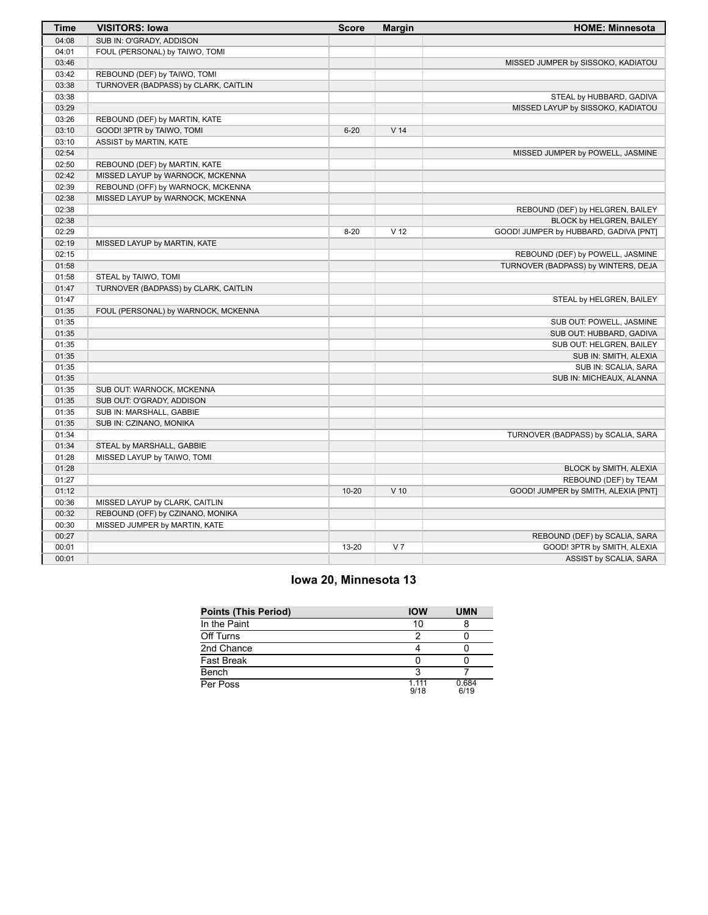| Time | VISITORS: Iowa | Score | Margin | HOME: Minnesota |
|---|---|---|---|---|
| 04:08 | SUB IN: O'GRADY, ADDISON | | | |
| 04:01 | FOUL (PERSONAL) by TAIWO, TOMI | | | |
| 03:46 | | | | MISSED JUMPER by SISSOKO, KADIATOU |
| 03:42 | REBOUND (DEF) by TAIWO, TOMI | | | |
| 03:38 | TURNOVER (BADPASS) by CLARK, CAITLIN | | | |
| 03:38 | | | | STEAL by HUBBARD, GADIVA |
| 03:29 | | | | MISSED LAYUP by SISSOKO, KADIATOU |
| 03:26 | REBOUND (DEF) by MARTIN, KATE | | | |
| 03:10 | GOOD! 3PTR by TAIWO, TOMI | 6-20 | V 14 | |
| 03:10 | ASSIST by MARTIN, KATE | | | |
| 02:54 | | | | MISSED JUMPER by POWELL, JASMINE |
| 02:50 | REBOUND (DEF) by MARTIN, KATE | | | |
| 02:42 | MISSED LAYUP by WARNOCK, MCKENNA | | | |
| 02:39 | REBOUND (OFF) by WARNOCK, MCKENNA | | | |
| 02:38 | MISSED LAYUP by WARNOCK, MCKENNA | | | |
| 02:38 | | | | REBOUND (DEF) by HELGREN, BAILEY |
| 02:38 | | | | BLOCK by HELGREN, BAILEY |
| 02:29 | | 8-20 | V 12 | GOOD! JUMPER by HUBBARD, GADIVA [PNT] |
| 02:19 | MISSED LAYUP by MARTIN, KATE | | | |
| 02:15 | | | | REBOUND (DEF) by POWELL, JASMINE |
| 01:58 | | | | TURNOVER (BADPASS) by WINTERS, DEJA |
| 01:58 | STEAL by TAIWO, TOMI | | | |
| 01:47 | TURNOVER (BADPASS) by CLARK, CAITLIN | | | |
| 01:47 | | | | STEAL by HELGREN, BAILEY |
| 01:35 | FOUL (PERSONAL) by WARNOCK, MCKENNA | | | |
| 01:35 | | | | SUB OUT: POWELL, JASMINE |
| 01:35 | | | | SUB OUT: HUBBARD, GADIVA |
| 01:35 | | | | SUB OUT: HELGREN, BAILEY |
| 01:35 | | | | SUB IN: SMITH, ALEXIA |
| 01:35 | | | | SUB IN: SCALIA, SARA |
| 01:35 | | | | SUB IN: MICHEAUX, ALANNA |
| 01:35 | SUB OUT: WARNOCK, MCKENNA | | | |
| 01:35 | SUB OUT: O'GRADY, ADDISON | | | |
| 01:35 | SUB IN: MARSHALL, GABBIE | | | |
| 01:35 | SUB IN: CZINANO, MONIKA | | | |
| 01:34 | | | | TURNOVER (BADPASS) by SCALIA, SARA |
| 01:34 | STEAL by MARSHALL, GABBIE | | | |
| 01:28 | MISSED LAYUP by TAIWO, TOMI | | | |
| 01:28 | | | | BLOCK by SMITH, ALEXIA |
| 01:27 | | | | REBOUND (DEF) by TEAM |
| 01:12 | | 10-20 | V 10 | GOOD! JUMPER by SMITH, ALEXIA [PNT] |
| 00:36 | MISSED LAYUP by CLARK, CAITLIN | | | |
| 00:32 | REBOUND (OFF) by CZINANO, MONIKA | | | |
| 00:30 | MISSED JUMPER by MARTIN, KATE | | | |
| 00:27 | | | | REBOUND (DEF) by SCALIA, SARA |
| 00:01 | | 13-20 | V 7 | GOOD! 3PTR by SMITH, ALEXIA |
| 00:01 | | | | ASSIST by SCALIA, SARA |

## Iowa 20, Minnesota 13

| Points (This Period) | IOW | UMN |
|---|---|---|
| In the Paint | 10 | 8 |
| Off Turns | 2 | 0 |
| 2nd Chance | 4 | 0 |
| Fast Break | 0 | 0 |
| Bench | 3 | 7 |
| Per Poss | 1.111 9/18 | 0.684 6/19 |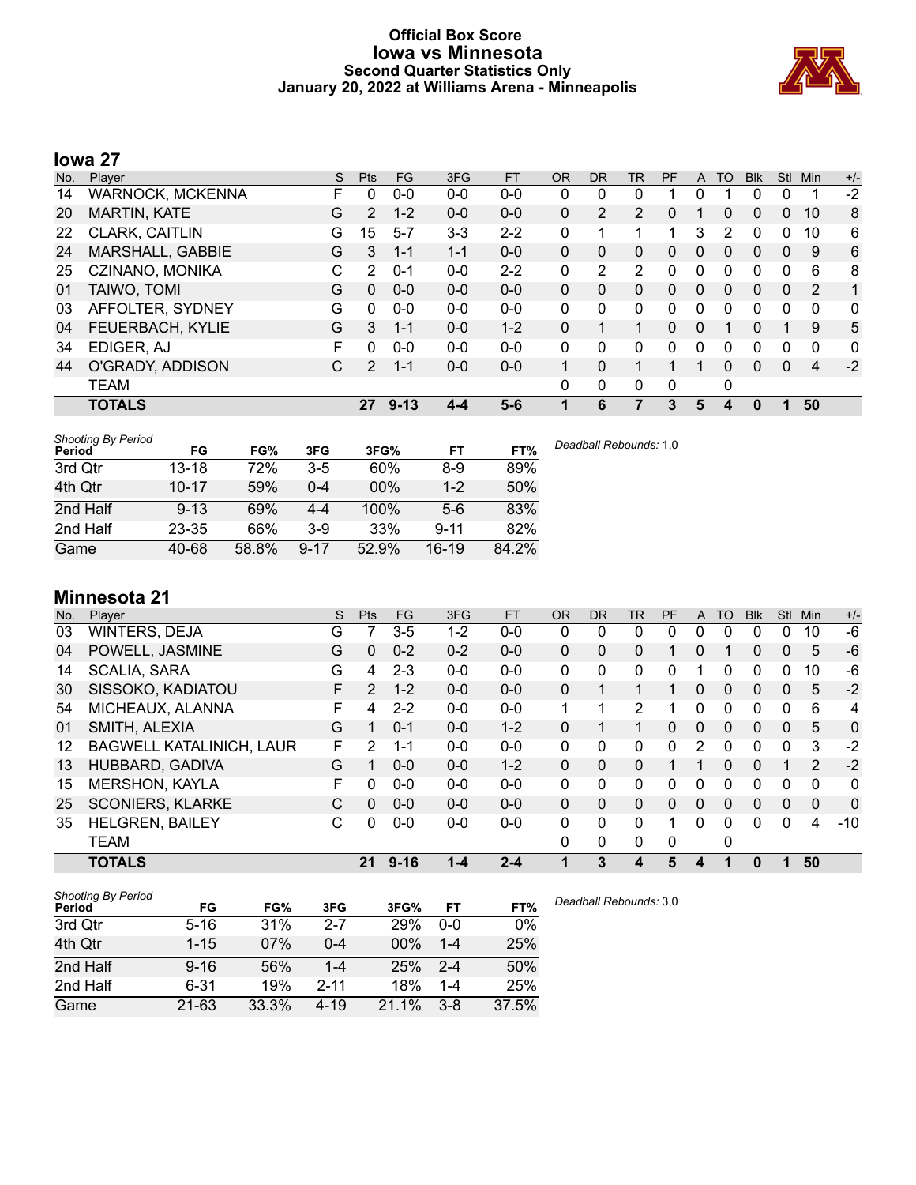# Official Box Score
## Iowa vs Minnesota
### Second Quarter Statistics Only
### January 20, 2022 at Williams Arena - Minneapolis

## Iowa 27

| No. | Player | S | Pts | FG | 3FG | FT | OR | DR | TR | PF | A | TO | Blk | Stl | Min | +/- |
|---|---|---|---|---|---|---|---|---|---|---|---|---|---|---|---|---|
| 14 | WARNOCK, MCKENNA | F | 0 | 0-0 | 0-0 | 0-0 | 0 | 0 | 0 | 1 | 0 | 1 | 0 | 0 | 1 | -2 |
| 20 | MARTIN, KATE | G | 2 | 1-2 | 0-0 | 0-0 | 0 | 2 | 2 | 0 | 1 | 0 | 0 | 0 | 10 | 8 |
| 22 | CLARK, CAITLIN | G | 15 | 5-7 | 3-3 | 2-2 | 0 | 1 | 1 | 1 | 3 | 2 | 0 | 0 | 10 | 6 |
| 24 | MARSHALL, GABBIE | G | 3 | 1-1 | 1-1 | 0-0 | 0 | 0 | 0 | 0 | 0 | 0 | 0 | 0 | 9 | 6 |
| 25 | CZINANO, MONIKA | C | 2 | 0-1 | 0-0 | 2-2 | 0 | 2 | 2 | 0 | 0 | 0 | 0 | 0 | 6 | 8 |
| 01 | TAIWO, TOMI | G | 0 | 0-0 | 0-0 | 0-0 | 0 | 0 | 0 | 0 | 0 | 0 | 0 | 0 | 2 | 1 |
| 03 | AFFOLTER, SYDNEY | G | 0 | 0-0 | 0-0 | 0-0 | 0 | 0 | 0 | 0 | 0 | 0 | 0 | 0 | 0 | 0 |
| 04 | FEUERBACH, KYLIE | G | 3 | 1-1 | 0-0 | 1-2 | 0 | 1 | 1 | 0 | 0 | 1 | 0 | 1 | 9 | 5 |
| 34 | EDIGER, AJ | F | 0 | 0-0 | 0-0 | 0-0 | 0 | 0 | 0 | 0 | 0 | 0 | 0 | 0 | 0 | 0 |
| 44 | O'GRADY, ADDISON | C | 2 | 1-1 | 0-0 | 0-0 | 1 | 0 | 1 | 1 | 1 | 0 | 0 | 0 | 4 | -2 |
| | TEAM | | | | | | 0 | 0 | 0 | 0 | | 0 | | | | |
| | **TOTALS** | | **27** | **9-13** | **4-4** | **5-6** | **1** | **6** | **7** | **3** | **5** | **4** | **0** | **1** | **50** | |

*Shooting By Period*

| Period | FG | FG% | 3FG | 3FG% | FT | FT% |
|---|---|---|---|---|---|---|
| 3rd Qtr | 13-18 | 72% | 3-5 | 60% | 8-9 | 89% |
| 4th Qtr | 10-17 | 59% | 0-4 | 00% | 1-2 | 50% |
| 2nd Half | 9-13 | 69% | 4-4 | 100% | 5-6 | 83% |
| 2nd Half | 23-35 | 66% | 3-9 | 33% | 9-11 | 82% |
| Game | 40-68 | 58.8% | 9-17 | 52.9% | 16-19 | 84.2% |

*Deadball Rebounds:* 1,0

## Minnesota 21

| No. | Player | S | Pts | FG | 3FG | FT | OR | DR | TR | PF | A | TO | Blk | Stl | Min | +/- |
|---|---|---|---|---|---|---|---|---|---|---|---|---|---|---|---|---|
| 03 | WINTERS, DEJA | G | 7 | 3-5 | 1-2 | 0-0 | 0 | 0 | 0 | 0 | 0 | 0 | 0 | 0 | 10 | -6 |
| 04 | POWELL, JASMINE | G | 0 | 0-2 | 0-2 | 0-0 | 0 | 0 | 0 | 1 | 0 | 1 | 0 | 0 | 5 | -6 |
| 14 | SCALIA, SARA | G | 4 | 2-3 | 0-0 | 0-0 | 0 | 0 | 0 | 0 | 1 | 0 | 0 | 0 | 10 | -6 |
| 30 | SISSOKO, KADIATOU | F | 2 | 1-2 | 0-0 | 0-0 | 0 | 1 | 1 | 1 | 0 | 0 | 0 | 0 | 5 | -2 |
| 54 | MICHEAUX, ALANNA | F | 4 | 2-2 | 0-0 | 0-0 | 1 | 1 | 2 | 1 | 0 | 0 | 0 | 0 | 6 | 4 |
| 01 | SMITH, ALEXIA | G | 1 | 0-1 | 0-0 | 1-2 | 0 | 1 | 1 | 0 | 0 | 0 | 0 | 0 | 5 | 0 |
| 12 | BAGWELL KATALINICH, LAUR | F | 2 | 1-1 | 0-0 | 0-0 | 0 | 0 | 0 | 0 | 2 | 0 | 0 | 0 | 3 | -2 |
| 13 | HUBBARD, GADIVA | G | 1 | 0-0 | 0-0 | 1-2 | 0 | 0 | 0 | 1 | 1 | 0 | 0 | 1 | 2 | -2 |
| 15 | MERSHON, KAYLA | F | 0 | 0-0 | 0-0 | 0-0 | 0 | 0 | 0 | 0 | 0 | 0 | 0 | 0 | 0 | 0 |
| 25 | SCONIERS, KLARKE | C | 0 | 0-0 | 0-0 | 0-0 | 0 | 0 | 0 | 0 | 0 | 0 | 0 | 0 | 0 | 0 |
| 35 | HELGREN, BAILEY | C | 0 | 0-0 | 0-0 | 0-0 | 0 | 0 | 0 | 1 | 0 | 0 | 0 | 0 | 4 | -10 |
| | TEAM | | | | | | 0 | 0 | 0 | 0 | | 0 | | | | |
| | **TOTALS** | | **21** | **9-16** | **1-4** | **2-4** | **1** | **3** | **4** | **5** | **4** | **1** | **0** | **1** | **50** | |

*Shooting By Period*

| Period | FG | FG% | 3FG | 3FG% | FT | FT% |
|---|---|---|---|---|---|---|
| 3rd Qtr | 5-16 | 31% | 2-7 | 29% | 0-0 | 0% |
| 4th Qtr | 1-15 | 07% | 0-4 | 00% | 1-4 | 25% |
| 2nd Half | 9-16 | 56% | 1-4 | 25% | 2-4 | 50% |
| 2nd Half | 6-31 | 19% | 2-11 | 18% | 1-4 | 25% |
| Game | 21-63 | 33.3% | 4-19 | 21.1% | 3-8 | 37.5% |

*Deadball Rebounds:* 3,0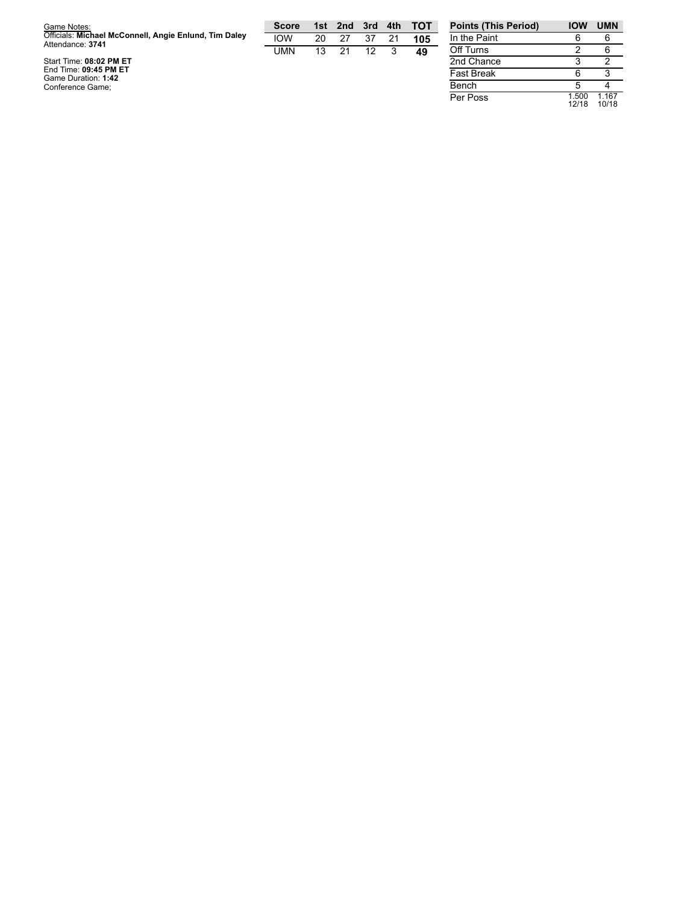Game Notes:
Officials: **Michael McConnell, Angie Enlund, Tim Daley**
Attendance: **3741**

Start Time: **08:02 PM ET**
End Time: **09:45 PM ET**
Game Duration: **1:42**
Conference Game;

| Score | 1st | 2nd | 3rd | 4th | TOT |
|---|---|---|---|---|---|
| IOW | 20 | 27 | 37 | 21 | **105** |
| UMN | 13 | 21 | 12 | 3 | **49** |

| Points (This Period) | IOW | UMN |
|---|---|---|
| In the Paint | 6 | 6 |
| Off Turns | 2 | 6 |
| 2nd Chance | 3 | 2 |
| Fast Break | 6 | 3 |
| Bench | 5 | 4 |
| Per Poss | 1.500 12/18 | 1.167 10/18 |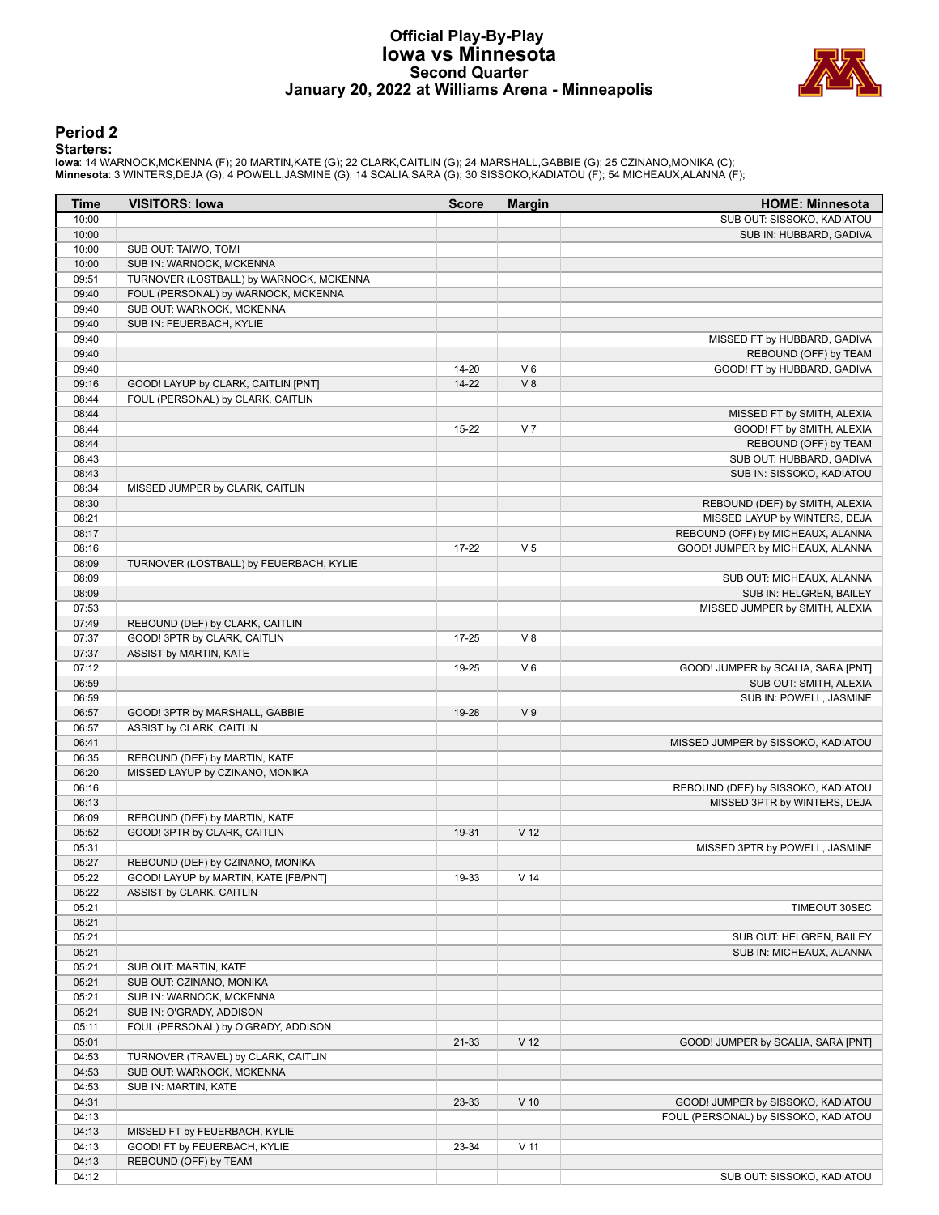# Official Play-By-Play
# Iowa vs Minnesota
## Second Quarter
## January 20, 2022 at Williams Arena - Minneapolis

## Period 2

**Starters:**

**Iowa**: 14 WARNOCK,MCKENNA (F); 20 MARTIN,KATE (G); 22 CLARK,CAITLIN (G); 24 MARSHALL,GABBIE (G); 25 CZINANO,MONIKA (C);
**Minnesota**: 3 WINTERS,DEJA (G); 4 POWELL,JASMINE (G); 14 SCALIA,SARA (G); 30 SISSOKO,KADIATOU (F); 54 MICHEAUX,ALANNA (F);

| Time | VISITORS: Iowa | Score | Margin | HOME: Minnesota |
|---|---|---|---|---|
| 10:00 | | | | SUB OUT: SISSOKO, KADIATOU |
| 10:00 | | | | SUB IN: HUBBARD, GADIVA |
| 10:00 | SUB OUT: TAIWO, TOMI | | | |
| 10:00 | SUB IN: WARNOCK, MCKENNA | | | |
| 09:51 | TURNOVER (LOSTBALL) by WARNOCK, MCKENNA | | | |
| 09:40 | FOUL (PERSONAL) by WARNOCK, MCKENNA | | | |
| 09:40 | SUB OUT: WARNOCK, MCKENNA | | | |
| 09:40 | SUB IN: FEUERBACH, KYLIE | | | |
| 09:40 | | | | MISSED FT by HUBBARD, GADIVA |
| 09:40 | | | | REBOUND (OFF) by TEAM |
| 09:40 | | 14-20 | V 6 | GOOD! FT by HUBBARD, GADIVA |
| 09:16 | GOOD! LAYUP by CLARK, CAITLIN [PNT] | 14-22 | V 8 | |
| 08:44 | FOUL (PERSONAL) by CLARK, CAITLIN | | | |
| 08:44 | | | | MISSED FT by SMITH, ALEXIA |
| 08:44 | | 15-22 | V 7 | GOOD! FT by SMITH, ALEXIA |
| 08:44 | | | | REBOUND (OFF) by TEAM |
| 08:43 | | | | SUB OUT: HUBBARD, GADIVA |
| 08:43 | | | | SUB IN: SISSOKO, KADIATOU |
| 08:34 | MISSED JUMPER by CLARK, CAITLIN | | | |
| 08:30 | | | | REBOUND (DEF) by SMITH, ALEXIA |
| 08:21 | | | | MISSED LAYUP by WINTERS, DEJA |
| 08:17 | | | | REBOUND (OFF) by MICHEAUX, ALANNA |
| 08:16 | | 17-22 | V 5 | GOOD! JUMPER by MICHEAUX, ALANNA |
| 08:09 | TURNOVER (LOSTBALL) by FEUERBACH, KYLIE | | | |
| 08:09 | | | | SUB OUT: MICHEAUX, ALANNA |
| 08:09 | | | | SUB IN: HELGREN, BAILEY |
| 07:53 | | | | MISSED JUMPER by SMITH, ALEXIA |
| 07:49 | REBOUND (DEF) by CLARK, CAITLIN | | | |
| 07:37 | GOOD! 3PTR by CLARK, CAITLIN | 17-25 | V 8 | |
| 07:37 | ASSIST by MARTIN, KATE | | | |
| 07:12 | | 19-25 | V 6 | GOOD! JUMPER by SCALIA, SARA [PNT] |
| 06:59 | | | | SUB OUT: SMITH, ALEXIA |
| 06:59 | | | | SUB IN: POWELL, JASMINE |
| 06:57 | GOOD! 3PTR by MARSHALL, GABBIE | 19-28 | V 9 | |
| 06:57 | ASSIST by CLARK, CAITLIN | | | |
| 06:41 | | | | MISSED JUMPER by SISSOKO, KADIATOU |
| 06:35 | REBOUND (DEF) by MARTIN, KATE | | | |
| 06:20 | MISSED LAYUP by CZINANO, MONIKA | | | |
| 06:16 | | | | REBOUND (DEF) by SISSOKO, KADIATOU |
| 06:13 | | | | MISSED 3PTR by WINTERS, DEJA |
| 06:09 | REBOUND (DEF) by MARTIN, KATE | | | |
| 05:52 | GOOD! 3PTR by CLARK, CAITLIN | 19-31 | V 12 | |
| 05:31 | | | | MISSED 3PTR by POWELL, JASMINE |
| 05:27 | REBOUND (DEF) by CZINANO, MONIKA | | | |
| 05:22 | GOOD! LAYUP by MARTIN, KATE [FB/PNT] | 19-33 | V 14 | |
| 05:22 | ASSIST by CLARK, CAITLIN | | | |
| 05:21 | | | | TIMEOUT 30SEC |
| 05:21 | | | | |
| 05:21 | | | | SUB OUT: HELGREN, BAILEY |
| 05:21 | | | | SUB IN: MICHEAUX, ALANNA |
| 05:21 | SUB OUT: MARTIN, KATE | | | |
| 05:21 | SUB OUT: CZINANO, MONIKA | | | |
| 05:21 | SUB IN: WARNOCK, MCKENNA | | | |
| 05:21 | SUB IN: O'GRADY, ADDISON | | | |
| 05:11 | FOUL (PERSONAL) by O'GRADY, ADDISON | | | |
| 05:01 | | 21-33 | V 12 | GOOD! JUMPER by SCALIA, SARA [PNT] |
| 04:53 | TURNOVER (TRAVEL) by CLARK, CAITLIN | | | |
| 04:53 | SUB OUT: WARNOCK, MCKENNA | | | |
| 04:53 | SUB IN: MARTIN, KATE | | | |
| 04:31 | | 23-33 | V 10 | GOOD! JUMPER by SISSOKO, KADIATOU |
| 04:13 | | | | FOUL (PERSONAL) by SISSOKO, KADIATOU |
| 04:13 | MISSED FT by FEUERBACH, KYLIE | | | |
| 04:13 | GOOD! FT by FEUERBACH, KYLIE | 23-34 | V 11 | |
| 04:13 | REBOUND (OFF) by TEAM | | | |
| 04:12 | | | | SUB OUT: SISSOKO, KADIATOU |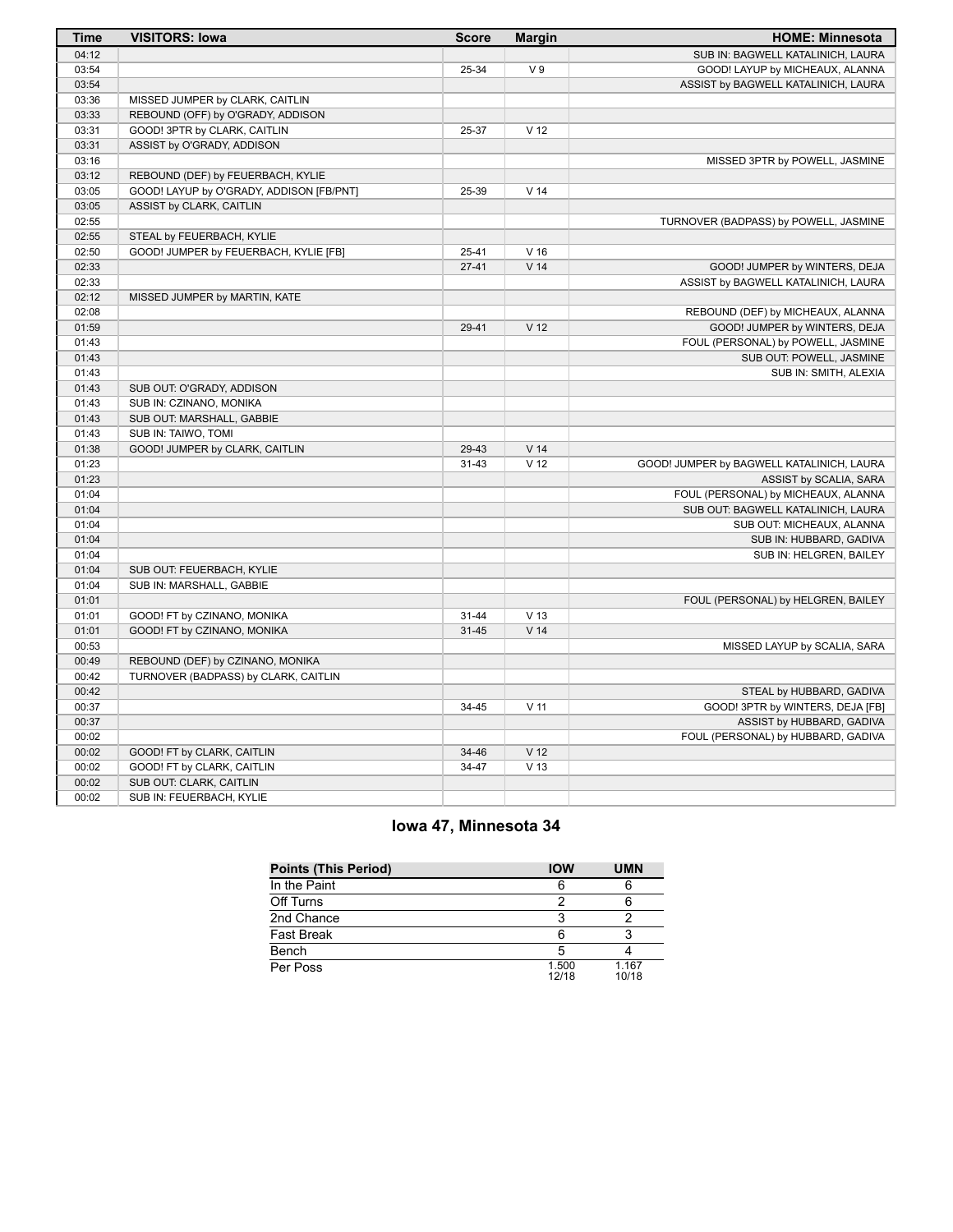| Time | VISITORS: Iowa | Score | Margin | HOME: Minnesota |
|---|---|---|---|---|
| 04:12 | | | | SUB IN: BAGWELL KATALINICH, LAURA |
| 03:54 | | 25-34 | V 9 | GOOD! LAYUP by MICHEAUX, ALANNA |
| 03:54 | | | | ASSIST by BAGWELL KATALINICH, LAURA |
| 03:36 | MISSED JUMPER by CLARK, CAITLIN | | | |
| 03:33 | REBOUND (OFF) by O'GRADY, ADDISON | | | |
| 03:31 | GOOD! 3PTR by CLARK, CAITLIN | 25-37 | V 12 | |
| 03:31 | ASSIST by O'GRADY, ADDISON | | | |
| 03:16 | | | | MISSED 3PTR by POWELL, JASMINE |
| 03:12 | REBOUND (DEF) by FEUERBACH, KYLIE | | | |
| 03:05 | GOOD! LAYUP by O'GRADY, ADDISON [FB/PNT] | 25-39 | V 14 | |
| 03:05 | ASSIST by CLARK, CAITLIN | | | |
| 02:55 | | | | TURNOVER (BADPASS) by POWELL, JASMINE |
| 02:55 | STEAL by FEUERBACH, KYLIE | | | |
| 02:50 | GOOD! JUMPER by FEUERBACH, KYLIE [FB] | 25-41 | V 16 | |
| 02:33 | | 27-41 | V 14 | GOOD! JUMPER by WINTERS, DEJA |
| 02:33 | | | | ASSIST by BAGWELL KATALINICH, LAURA |
| 02:12 | MISSED JUMPER by MARTIN, KATE | | | |
| 02:08 | | | | REBOUND (DEF) by MICHEAUX, ALANNA |
| 01:59 | | 29-41 | V 12 | GOOD! JUMPER by WINTERS, DEJA |
| 01:43 | | | | FOUL (PERSONAL) by POWELL, JASMINE |
| 01:43 | | | | SUB OUT: POWELL, JASMINE |
| 01:43 | | | | SUB IN: SMITH, ALEXIA |
| 01:43 | SUB OUT: O'GRADY, ADDISON | | | |
| 01:43 | SUB IN: CZINANO, MONIKA | | | |
| 01:43 | SUB OUT: MARSHALL, GABBIE | | | |
| 01:43 | SUB IN: TAIWO, TOMI | | | |
| 01:38 | GOOD! JUMPER by CLARK, CAITLIN | 29-43 | V 14 | |
| 01:23 | | 31-43 | V 12 | GOOD! JUMPER by BAGWELL KATALINICH, LAURA |
| 01:23 | | | | ASSIST by SCALIA, SARA |
| 01:04 | | | | FOUL (PERSONAL) by MICHEAUX, ALANNA |
| 01:04 | | | | SUB OUT: BAGWELL KATALINICH, LAURA |
| 01:04 | | | | SUB OUT: MICHEAUX, ALANNA |
| 01:04 | | | | SUB IN: HUBBARD, GADIVA |
| 01:04 | | | | SUB IN: HELGREN, BAILEY |
| 01:04 | SUB OUT: FEUERBACH, KYLIE | | | |
| 01:04 | SUB IN: MARSHALL, GABBIE | | | |
| 01:01 | | | | FOUL (PERSONAL) by HELGREN, BAILEY |
| 01:01 | GOOD! FT by CZINANO, MONIKA | 31-44 | V 13 | |
| 01:01 | GOOD! FT by CZINANO, MONIKA | 31-45 | V 14 | |
| 00:53 | | | | MISSED LAYUP by SCALIA, SARA |
| 00:49 | REBOUND (DEF) by CZINANO, MONIKA | | | |
| 00:42 | TURNOVER (BADPASS) by CLARK, CAITLIN | | | |
| 00:42 | | | | STEAL by HUBBARD, GADIVA |
| 00:37 | | 34-45 | V 11 | GOOD! 3PTR by WINTERS, DEJA [FB] |
| 00:37 | | | | ASSIST by HUBBARD, GADIVA |
| 00:02 | | | | FOUL (PERSONAL) by HUBBARD, GADIVA |
| 00:02 | GOOD! FT by CLARK, CAITLIN | 34-46 | V 12 | |
| 00:02 | GOOD! FT by CLARK, CAITLIN | 34-47 | V 13 | |
| 00:02 | SUB OUT: CLARK, CAITLIN | | | |
| 00:02 | SUB IN: FEUERBACH, KYLIE | | | |

## Iowa 47, Minnesota 34

| Points (This Period) | IOW | UMN |
|---|---|---|
| In the Paint | 6 | 6 |
| Off Turns | 2 | 6 |
| 2nd Chance | 3 | 2 |
| Fast Break | 6 | 3 |
| Bench | 5 | 4 |
| Per Poss | 1.500 12/18 | 1.167 10/18 |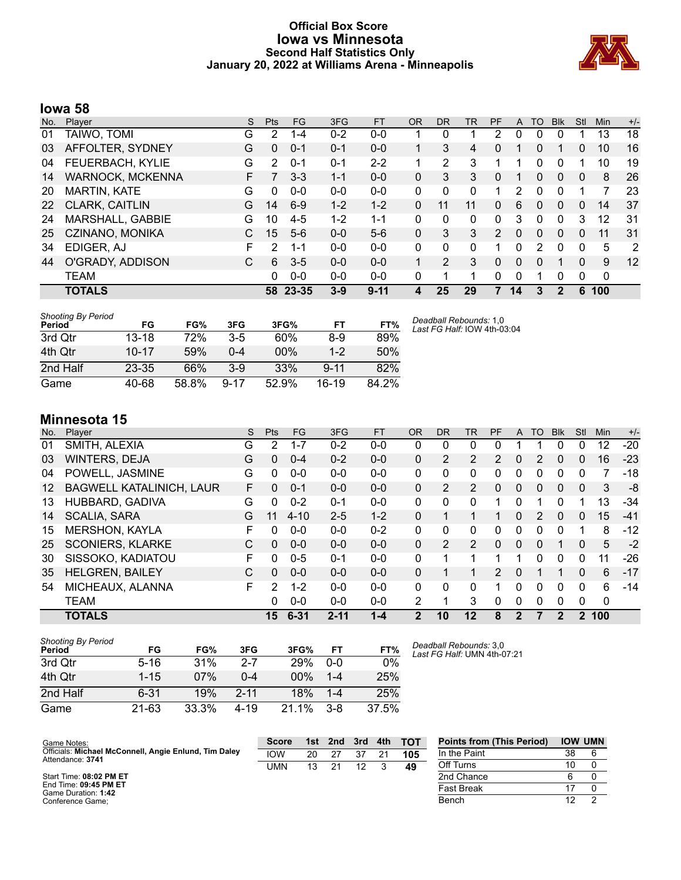# Official Box Score
## Iowa vs Minnesota
### Second Half Statistics Only
### January 20, 2022 at Williams Arena - Minneapolis

## Iowa 58

| No. | Player | S | Pts | FG | 3FG | FT | OR | DR | TR | PF | A | TO | Blk | Stl | Min | +/- |
|---|---|---|---|---|---|---|---|---|---|---|---|---|---|---|---|---|
| 01 | TAIWO, TOMI | G | 2 | 1-4 | 0-2 | 0-0 | 1 | 0 | 1 | 2 | 0 | 0 | 0 | 1 | 13 | 18 |
| 03 | AFFOLTER, SYDNEY | G | 0 | 0-1 | 0-1 | 0-0 | 1 | 3 | 4 | 0 | 1 | 0 | 1 | 0 | 10 | 16 |
| 04 | FEUERBACH, KYLIE | G | 2 | 0-1 | 0-1 | 2-2 | 1 | 2 | 3 | 1 | 1 | 0 | 0 | 1 | 10 | 19 |
| 14 | WARNOCK, MCKENNA | F | 7 | 3-3 | 1-1 | 0-0 | 0 | 3 | 3 | 0 | 1 | 0 | 0 | 0 | 8 | 26 |
| 20 | MARTIN, KATE | G | 0 | 0-0 | 0-0 | 0-0 | 0 | 0 | 0 | 1 | 2 | 0 | 0 | 1 | 7 | 23 |
| 22 | CLARK, CAITLIN | G | 14 | 6-9 | 1-2 | 1-2 | 0 | 11 | 11 | 0 | 6 | 0 | 0 | 0 | 14 | 37 |
| 24 | MARSHALL, GABBIE | G | 10 | 4-5 | 1-2 | 1-1 | 0 | 0 | 0 | 0 | 3 | 0 | 0 | 3 | 12 | 31 |
| 25 | CZINANO, MONIKA | C | 15 | 5-6 | 0-0 | 5-6 | 0 | 3 | 3 | 2 | 0 | 0 | 0 | 0 | 11 | 31 |
| 34 | EDIGER, AJ | F | 2 | 1-1 | 0-0 | 0-0 | 0 | 0 | 0 | 1 | 0 | 2 | 0 | 0 | 5 | 2 |
| 44 | O'GRADY, ADDISON | C | 6 | 3-5 | 0-0 | 0-0 | 1 | 2 | 3 | 0 | 0 | 0 | 1 | 0 | 9 | 12 |
| | TEAM | | 0 | 0-0 | 0-0 | 0-0 | 0 | 1 | 1 | 0 | 0 | 1 | 0 | 0 | 0 | |
| | **TOTALS** | | **58** | **23-35** | **3-9** | **9-11** | **4** | **25** | **29** | **7** | **14** | **3** | **2** | **6** | **100** | |

*Shooting By Period*

| Period | FG | FG% | 3FG | 3FG% | FT | FT% |
|---|---|---|---|---|---|---|
| 3rd Qtr | 13-18 | 72% | 3-5 | 60% | 8-9 | 89% |
| 4th Qtr | 10-17 | 59% | 0-4 | 00% | 1-2 | 50% |
| 2nd Half | 23-35 | 66% | 3-9 | 33% | 9-11 | 82% |
| Game | 40-68 | 58.8% | 9-17 | 52.9% | 16-19 | 84.2% |

*Deadball Rebounds:* 1,0
*Last FG Half:* IOW 4th-03:04

## Minnesota 15

| No. | Player | S | Pts | FG | 3FG | FT | OR | DR | TR | PF | A | TO | Blk | Stl | Min | +/- |
|---|---|---|---|---|---|---|---|---|---|---|---|---|---|---|---|---|
| 01 | SMITH, ALEXIA | G | 2 | 1-7 | 0-2 | 0-0 | 0 | 0 | 0 | 0 | 1 | 1 | 0 | 0 | 12 | -20 |
| 03 | WINTERS, DEJA | G | 0 | 0-4 | 0-2 | 0-0 | 0 | 2 | 2 | 2 | 0 | 2 | 0 | 0 | 16 | -23 |
| 04 | POWELL, JASMINE | G | 0 | 0-0 | 0-0 | 0-0 | 0 | 0 | 0 | 0 | 0 | 0 | 0 | 0 | 7 | -18 |
| 12 | BAGWELL KATALINICH, LAUR | F | 0 | 0-1 | 0-0 | 0-0 | 0 | 2 | 2 | 0 | 0 | 0 | 0 | 0 | 3 | -8 |
| 13 | HUBBARD, GADIVA | G | 0 | 0-2 | 0-1 | 0-0 | 0 | 0 | 0 | 1 | 0 | 1 | 0 | 1 | 13 | -34 |
| 14 | SCALIA, SARA | G | 11 | 4-10 | 2-5 | 1-2 | 0 | 1 | 1 | 1 | 0 | 2 | 0 | 0 | 15 | -41 |
| 15 | MERSHON, KAYLA | F | 0 | 0-0 | 0-0 | 0-2 | 0 | 0 | 0 | 0 | 0 | 0 | 0 | 0 | 8 | -12 |
| 25 | SCONIERS, KLARKE | C | 0 | 0-0 | 0-0 | 0-0 | 0 | 2 | 2 | 0 | 0 | 0 | 1 | 0 | 5 | -2 |
| 30 | SISSOKO, KADIATOU | F | 0 | 0-5 | 0-1 | 0-0 | 0 | 1 | 1 | 1 | 1 | 0 | 0 | 0 | 11 | -26 |
| 35 | HELGREN, BAILEY | C | 0 | 0-0 | 0-0 | 0-0 | 0 | 1 | 1 | 2 | 0 | 1 | 1 | 0 | 6 | -17 |
| 54 | MICHEAUX, ALANNA | F | 2 | 1-2 | 0-0 | 0-0 | 0 | 0 | 0 | 1 | 0 | 0 | 0 | 0 | 6 | -14 |
| | TEAM | | 0 | 0-0 | 0-0 | 0-0 | 2 | 1 | 3 | 0 | 0 | 0 | 0 | 0 | 0 | |
| | **TOTALS** | | **15** | **6-31** | **2-11** | **1-4** | **2** | **10** | **12** | **8** | **2** | **7** | **2** | **2** | **100** | |

*Shooting By Period*

| Period | FG | FG% | 3FG | 3FG% | FT | FT% |
|---|---|---|---|---|---|---|
| 3rd Qtr | 5-16 | 31% | 2-7 | 29% | 0-0 | 0% |
| 4th Qtr | 1-15 | 07% | 0-4 | 00% | 1-4 | 25% |
| 2nd Half | 6-31 | 19% | 2-11 | 18% | 1-4 | 25% |
| Game | 21-63 | 33.3% | 4-19 | 21.1% | 3-8 | 37.5% |

*Deadball Rebounds:* 3,0
*Last FG Half:* UMN 4th-07:21

Game Notes:
Officials: **Michael McConnell, Angie Enlund, Tim Daley**
Attendance: **3741**

Start Time: **08:02 PM ET**
End Time: **09:45 PM ET**
Game Duration: **1:42**
Conference Game;

| Score | 1st | 2nd | 3rd | 4th | TOT |
|---|---|---|---|---|---|
| IOW | 20 | 27 | 37 | 21 | **105** |
| UMN | 13 | 21 | 12 | 3 | **49** |

| Points from (This Period) | IOW | UMN |
|---|---|---|
| In the Paint | 38 | 6 |
| Off Turns | 10 | 0 |
| 2nd Chance | 6 | 0 |
| Fast Break | 17 | 0 |
| Bench | 12 | 2 |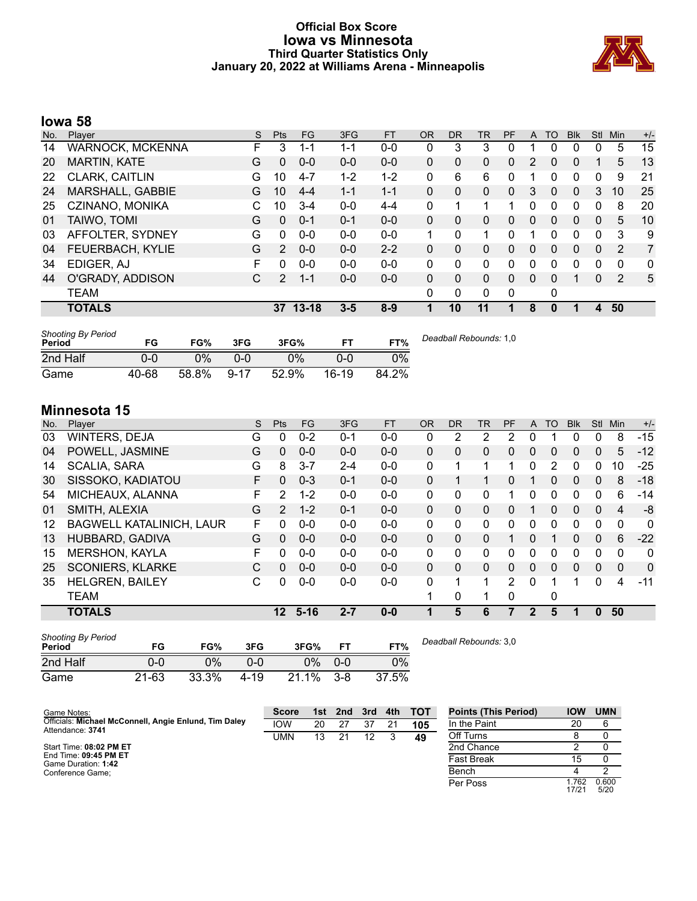# Official Box Score
# Iowa vs Minnesota
### Third Quarter Statistics Only
### January 20, 2022 at Williams Arena - Minneapolis

## Iowa 58

| No. | Player | S | Pts | FG | 3FG | FT | OR | DR | TR | PF | A | TO | Blk | Stl | Min | +/- |
|---|---|---|---|---|---|---|---|---|---|---|---|---|---|---|---|---|
| 14 | WARNOCK, MCKENNA | F | 3 | 1-1 | 1-1 | 0-0 | 0 | 3 | 3 | 0 | 1 | 0 | 0 | 0 | 5 | 15 |
| 20 | MARTIN, KATE | G | 0 | 0-0 | 0-0 | 0-0 | 0 | 0 | 0 | 0 | 2 | 0 | 0 | 1 | 5 | 13 |
| 22 | CLARK, CAITLIN | G | 10 | 4-7 | 1-2 | 1-2 | 0 | 6 | 6 | 0 | 1 | 0 | 0 | 0 | 9 | 21 |
| 24 | MARSHALL, GABBIE | G | 10 | 4-4 | 1-1 | 1-1 | 0 | 0 | 0 | 0 | 3 | 0 | 0 | 3 | 10 | 25 |
| 25 | CZINANO, MONIKA | C | 10 | 3-4 | 0-0 | 4-4 | 0 | 1 | 1 | 1 | 0 | 0 | 0 | 0 | 8 | 20 |
| 01 | TAIWO, TOMI | G | 0 | 0-1 | 0-1 | 0-0 | 0 | 0 | 0 | 0 | 0 | 0 | 0 | 0 | 5 | 10 |
| 03 | AFFOLTER, SYDNEY | G | 0 | 0-0 | 0-0 | 0-0 | 1 | 0 | 1 | 0 | 1 | 0 | 0 | 0 | 3 | 9 |
| 04 | FEUERBACH, KYLIE | G | 2 | 0-0 | 0-0 | 2-2 | 0 | 0 | 0 | 0 | 0 | 0 | 0 | 0 | 2 | 7 |
| 34 | EDIGER, AJ | F | 0 | 0-0 | 0-0 | 0-0 | 0 | 0 | 0 | 0 | 0 | 0 | 0 | 0 | 0 | 0 |
| 44 | O'GRADY, ADDISON | C | 2 | 1-1 | 0-0 | 0-0 | 0 | 0 | 0 | 0 | 0 | 0 | 1 | 0 | 2 | 5 |
| | TEAM | | | | | | 0 | 0 | 0 | 0 | | 0 | | | | |
| | **TOTALS** | | **37** | **13-18** | **3-5** | **8-9** | **1** | **10** | **11** | **1** | **8** | **0** | **1** | **4** | **50** | |

| Shooting By Period Period | FG | FG% | 3FG | 3FG% | FT | FT% |
|---|---|---|---|---|---|---|
| 2nd Half | 0-0 | 0% | 0-0 | 0% | 0-0 | 0% |
| Game | 40-68 | 58.8% | 9-17 | 52.9% | 16-19 | 84.2% |

*Deadball Rebounds:* 1,0

## Minnesota 15

| No. | Player | S | Pts | FG | 3FG | FT | OR | DR | TR | PF | A | TO | Blk | Stl | Min | +/- |
|---|---|---|---|---|---|---|---|---|---|---|---|---|---|---|---|---|
| 03 | WINTERS, DEJA | G | 0 | 0-2 | 0-1 | 0-0 | 0 | 2 | 2 | 2 | 0 | 1 | 0 | 0 | 8 | -15 |
| 04 | POWELL, JASMINE | G | 0 | 0-0 | 0-0 | 0-0 | 0 | 0 | 0 | 0 | 0 | 0 | 0 | 0 | 5 | -12 |
| 14 | SCALIA, SARA | G | 8 | 3-7 | 2-4 | 0-0 | 0 | 1 | 1 | 1 | 0 | 2 | 0 | 0 | 10 | -25 |
| 30 | SISSOKO, KADIATOU | F | 0 | 0-3 | 0-1 | 0-0 | 0 | 1 | 1 | 0 | 1 | 0 | 0 | 0 | 8 | -18 |
| 54 | MICHEAUX, ALANNA | F | 2 | 1-2 | 0-0 | 0-0 | 0 | 0 | 0 | 1 | 0 | 0 | 0 | 0 | 6 | -14 |
| 01 | SMITH, ALEXIA | G | 2 | 1-2 | 0-1 | 0-0 | 0 | 0 | 0 | 0 | 1 | 0 | 0 | 0 | 4 | -8 |
| 12 | BAGWELL KATALINICH, LAUR | F | 0 | 0-0 | 0-0 | 0-0 | 0 | 0 | 0 | 0 | 0 | 0 | 0 | 0 | 0 | 0 |
| 13 | HUBBARD, GADIVA | G | 0 | 0-0 | 0-0 | 0-0 | 0 | 0 | 0 | 1 | 0 | 1 | 0 | 0 | 6 | -22 |
| 15 | MERSHON, KAYLA | F | 0 | 0-0 | 0-0 | 0-0 | 0 | 0 | 0 | 0 | 0 | 0 | 0 | 0 | 0 | 0 |
| 25 | SCONIERS, KLARKE | C | 0 | 0-0 | 0-0 | 0-0 | 0 | 0 | 0 | 0 | 0 | 0 | 0 | 0 | 0 | 0 |
| 35 | HELGREN, BAILEY | C | 0 | 0-0 | 0-0 | 0-0 | 0 | 1 | 1 | 2 | 0 | 1 | 1 | 0 | 4 | -11 |
| | TEAM | | | | | | 1 | 0 | 1 | 0 | | 0 | | | | |
| | **TOTALS** | | **12** | **5-16** | **2-7** | **0-0** | **1** | **5** | **6** | **7** | **2** | **5** | **1** | **0** | **50** | |

| Shooting By Period Period | FG | FG% | 3FG | 3FG% | FT | FT% |
|---|---|---|---|---|---|---|
| 2nd Half | 0-0 | 0% | 0-0 | 0% | 0-0 | 0% |
| Game | 21-63 | 33.3% | 4-19 | 21.1% | 3-8 | 37.5% |

*Deadball Rebounds:* 3,0

Game Notes:
Officials: **Michael McConnell, Angie Enlund, Tim Daley**
Attendance: **3741**

Start Time: **08:02 PM ET**
End Time: **09:45 PM ET**
Game Duration: **1:42**
Conference Game;

| Score | 1st | 2nd | 3rd | 4th | TOT |
|---|---|---|---|---|---|
| IOW | 20 | 27 | 37 | 21 | **105** |
| UMN | 13 | 21 | 12 | 3 | **49** |

| Points (This Period) | IOW | UMN |
|---|---|---|
| In the Paint | 20 | 6 |
| Off Turns | 8 | 0 |
| 2nd Chance | 2 | 0 |
| Fast Break | 15 | 0 |
| Bench | 4 | 2 |
| Per Poss | 1.762 17/21 | 0.600 5/20 |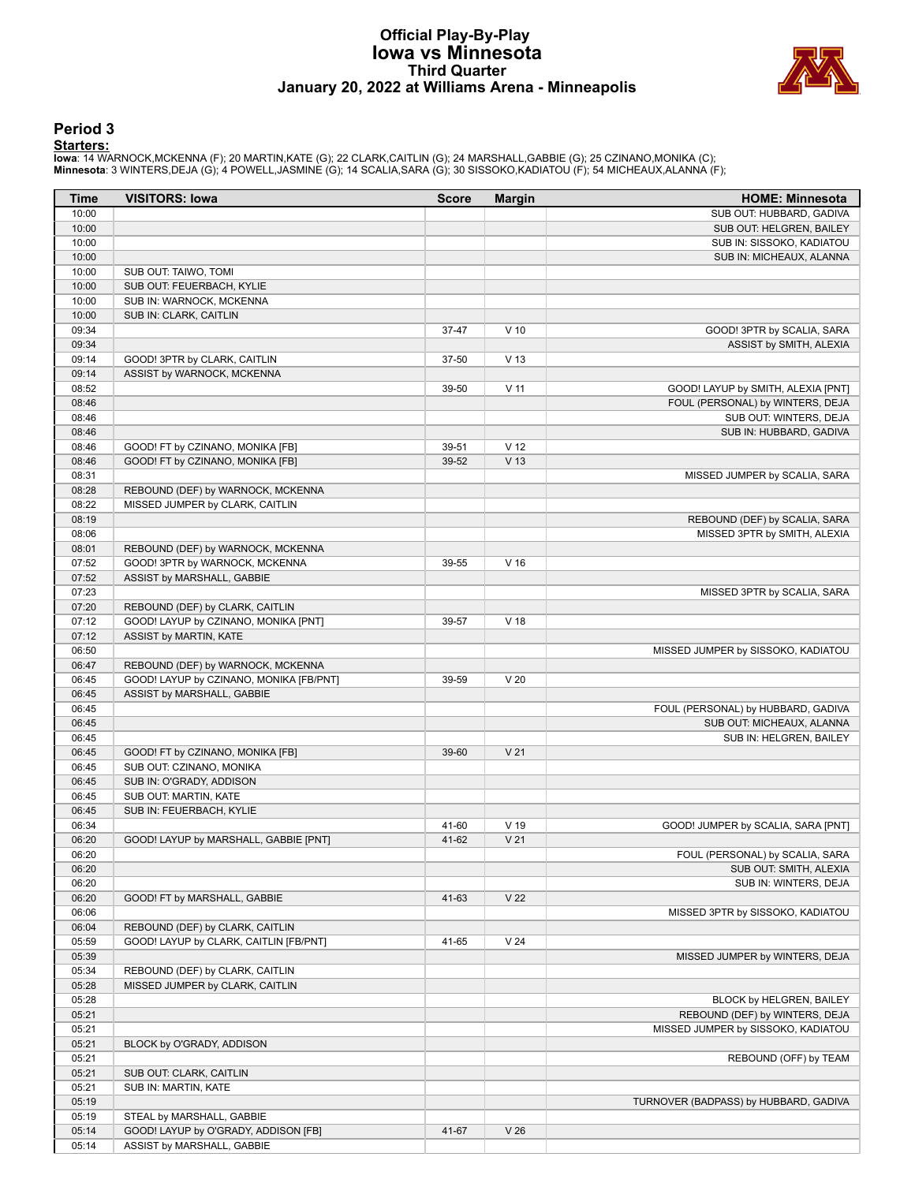# Official Play-By-Play
# Iowa vs Minnesota
## Third Quarter
## January 20, 2022 at Williams Arena - Minneapolis

### Period 3

**Starters:**

**Iowa**: 14 WARNOCK,MCKENNA (F); 20 MARTIN,KATE (G); 22 CLARK,CAITLIN (G); 24 MARSHALL,GABBIE (G); 25 CZINANO,MONIKA (C);
**Minnesota**: 3 WINTERS,DEJA (G); 4 POWELL,JASMINE (G); 14 SCALIA,SARA (G); 30 SISSOKO,KADIATOU (F); 54 MICHEAUX,ALANNA (F);

| Time | VISITORS: Iowa | Score | Margin | HOME: Minnesota |
|---|---|---|---|---|
| 10:00 | | | | SUB OUT: HUBBARD, GADIVA |
| 10:00 | | | | SUB OUT: HELGREN, BAILEY |
| 10:00 | | | | SUB IN: SISSOKO, KADIATOU |
| 10:00 | | | | SUB IN: MICHEAUX, ALANNA |
| 10:00 | SUB OUT: TAIWO, TOMI | | | |
| 10:00 | SUB OUT: FEUERBACH, KYLIE | | | |
| 10:00 | SUB IN: WARNOCK, MCKENNA | | | |
| 10:00 | SUB IN: CLARK, CAITLIN | | | |
| 09:34 | | 37-47 | V 10 | GOOD! 3PTR by SCALIA, SARA |
| 09:34 | | | | ASSIST by SMITH, ALEXIA |
| 09:14 | GOOD! 3PTR by CLARK, CAITLIN | 37-50 | V 13 | |
| 09:14 | ASSIST by WARNOCK, MCKENNA | | | |
| 08:52 | | 39-50 | V 11 | GOOD! LAYUP by SMITH, ALEXIA [PNT] |
| 08:46 | | | | FOUL (PERSONAL) by WINTERS, DEJA |
| 08:46 | | | | SUB OUT: WINTERS, DEJA |
| 08:46 | | | | SUB IN: HUBBARD, GADIVA |
| 08:46 | GOOD! FT by CZINANO, MONIKA [FB] | 39-51 | V 12 | |
| 08:46 | GOOD! FT by CZINANO, MONIKA [FB] | 39-52 | V 13 | |
| 08:31 | | | | MISSED JUMPER by SCALIA, SARA |
| 08:28 | REBOUND (DEF) by WARNOCK, MCKENNA | | | |
| 08:22 | MISSED JUMPER by CLARK, CAITLIN | | | |
| 08:19 | | | | REBOUND (DEF) by SCALIA, SARA |
| 08:06 | | | | MISSED 3PTR by SMITH, ALEXIA |
| 08:01 | REBOUND (DEF) by WARNOCK, MCKENNA | | | |
| 07:52 | GOOD! 3PTR by WARNOCK, MCKENNA | 39-55 | V 16 | |
| 07:52 | ASSIST by MARSHALL, GABBIE | | | |
| 07:23 | | | | MISSED 3PTR by SCALIA, SARA |
| 07:20 | REBOUND (DEF) by CLARK, CAITLIN | | | |
| 07:12 | GOOD! LAYUP by CZINANO, MONIKA [PNT] | 39-57 | V 18 | |
| 07:12 | ASSIST by MARTIN, KATE | | | |
| 06:50 | | | | MISSED JUMPER by SISSOKO, KADIATOU |
| 06:47 | REBOUND (DEF) by WARNOCK, MCKENNA | | | |
| 06:45 | GOOD! LAYUP by CZINANO, MONIKA [FB/PNT] | 39-59 | V 20 | |
| 06:45 | ASSIST by MARSHALL, GABBIE | | | |
| 06:45 | | | | FOUL (PERSONAL) by HUBBARD, GADIVA |
| 06:45 | | | | SUB OUT: MICHEAUX, ALANNA |
| 06:45 | | | | SUB IN: HELGREN, BAILEY |
| 06:45 | GOOD! FT by CZINANO, MONIKA [FB] | 39-60 | V 21 | |
| 06:45 | SUB OUT: CZINANO, MONIKA | | | |
| 06:45 | SUB IN: O'GRADY, ADDISON | | | |
| 06:45 | SUB OUT: MARTIN, KATE | | | |
| 06:45 | SUB IN: FEUERBACH, KYLIE | | | |
| 06:34 | | 41-60 | V 19 | GOOD! JUMPER by SCALIA, SARA [PNT] |
| 06:20 | GOOD! LAYUP by MARSHALL, GABBIE [PNT] | 41-62 | V 21 | |
| 06:20 | | | | FOUL (PERSONAL) by SCALIA, SARA |
| 06:20 | | | | SUB OUT: SMITH, ALEXIA |
| 06:20 | | | | SUB IN: WINTERS, DEJA |
| 06:20 | GOOD! FT by MARSHALL, GABBIE | 41-63 | V 22 | |
| 06:06 | | | | MISSED 3PTR by SISSOKO, KADIATOU |
| 06:04 | REBOUND (DEF) by CLARK, CAITLIN | | | |
| 05:59 | GOOD! LAYUP by CLARK, CAITLIN [FB/PNT] | 41-65 | V 24 | |
| 05:39 | | | | MISSED JUMPER by WINTERS, DEJA |
| 05:34 | REBOUND (DEF) by CLARK, CAITLIN | | | |
| 05:28 | MISSED JUMPER by CLARK, CAITLIN | | | |
| 05:28 | | | | BLOCK by HELGREN, BAILEY |
| 05:21 | | | | REBOUND (DEF) by WINTERS, DEJA |
| 05:21 | | | | MISSED JUMPER by SISSOKO, KADIATOU |
| 05:21 | BLOCK by O'GRADY, ADDISON | | | |
| 05:21 | | | | REBOUND (OFF) by TEAM |
| 05:21 | SUB OUT: CLARK, CAITLIN | | | |
| 05:21 | SUB IN: MARTIN, KATE | | | |
| 05:19 | | | | TURNOVER (BADPASS) by HUBBARD, GADIVA |
| 05:19 | STEAL by MARSHALL, GABBIE | | | |
| 05:14 | GOOD! LAYUP by O'GRADY, ADDISON [FB] | 41-67 | V 26 | |
| 05:14 | ASSIST by MARSHALL, GABBIE | | | |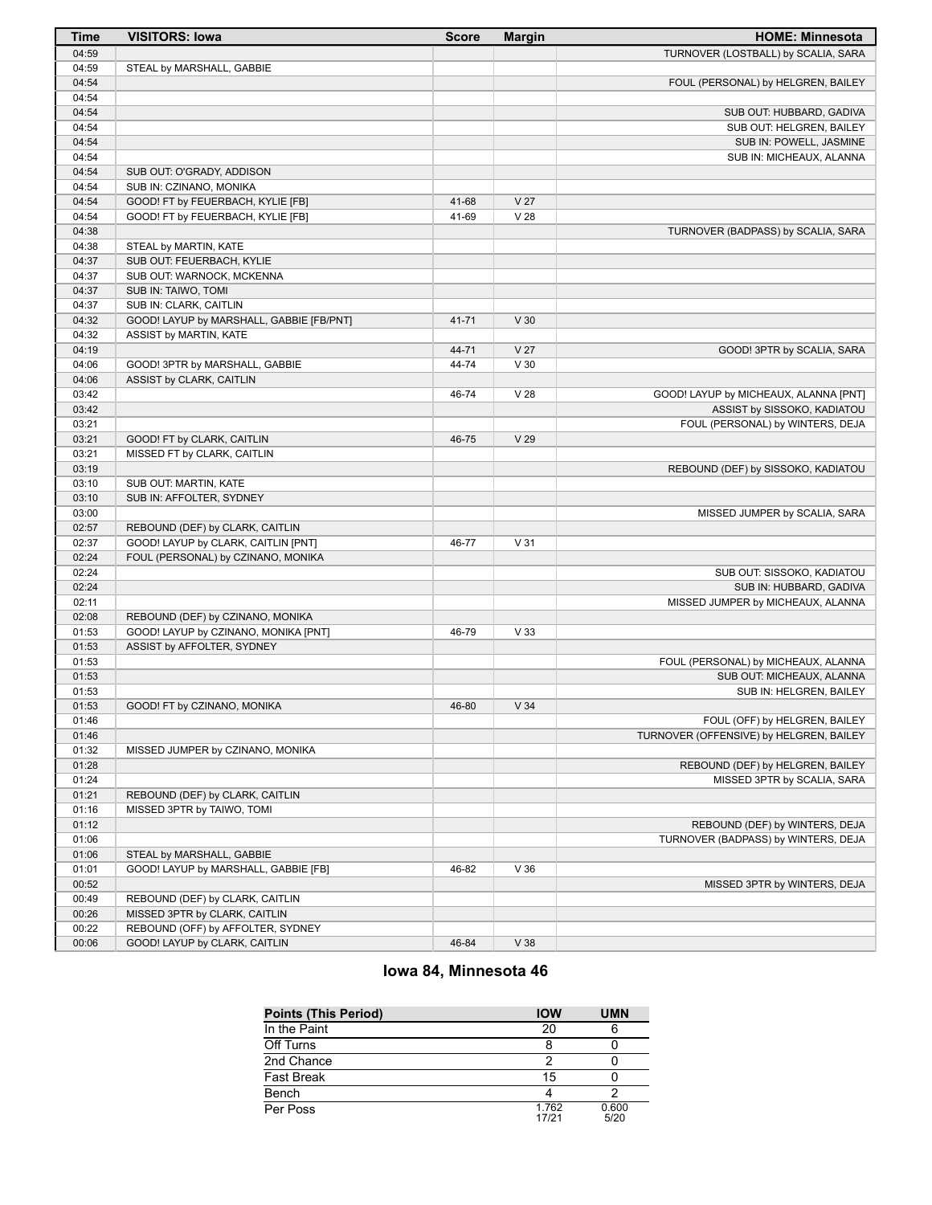| Time | VISITORS: Iowa | Score | Margin | HOME: Minnesota |
| --- | --- | --- | --- | --- |
| 04:59 | | | | TURNOVER (LOSTBALL) by SCALIA, SARA |
| 04:59 | STEAL by MARSHALL, GABBIE | | | |
| 04:54 | | | | FOUL (PERSONAL) by HELGREN, BAILEY |
| 04:54 | | | | |
| 04:54 | | | | SUB OUT: HUBBARD, GADIVA |
| 04:54 | | | | SUB OUT: HELGREN, BAILEY |
| 04:54 | | | | SUB IN: POWELL, JASMINE |
| 04:54 | | | | SUB IN: MICHEAUX, ALANNA |
| 04:54 | SUB OUT: O'GRADY, ADDISON | | | |
| 04:54 | SUB IN: CZINANO, MONIKA | | | |
| 04:54 | GOOD! FT by FEUERBACH, KYLIE [FB] | 41-68 | V 27 | |
| 04:54 | GOOD! FT by FEUERBACH, KYLIE [FB] | 41-69 | V 28 | |
| 04:38 | | | | TURNOVER (BADPASS) by SCALIA, SARA |
| 04:38 | STEAL by MARTIN, KATE | | | |
| 04:37 | SUB OUT: FEUERBACH, KYLIE | | | |
| 04:37 | SUB OUT: WARNOCK, MCKENNA | | | |
| 04:37 | SUB IN: TAIWO, TOMI | | | |
| 04:37 | SUB IN: CLARK, CAITLIN | | | |
| 04:32 | GOOD! LAYUP by MARSHALL, GABBIE [FB/PNT] | 41-71 | V 30 | |
| 04:32 | ASSIST by MARTIN, KATE | | | |
| 04:19 | | 44-71 | V 27 | GOOD! 3PTR by SCALIA, SARA |
| 04:06 | GOOD! 3PTR by MARSHALL, GABBIE | 44-74 | V 30 | |
| 04:06 | ASSIST by CLARK, CAITLIN | | | |
| 03:42 | | 46-74 | V 28 | GOOD! LAYUP by MICHEAUX, ALANNA [PNT] |
| 03:42 | | | | ASSIST by SISSOKO, KADIATOU |
| 03:21 | | | | FOUL (PERSONAL) by WINTERS, DEJA |
| 03:21 | GOOD! FT by CLARK, CAITLIN | 46-75 | V 29 | |
| 03:21 | MISSED FT by CLARK, CAITLIN | | | |
| 03:19 | | | | REBOUND (DEF) by SISSOKO, KADIATOU |
| 03:10 | SUB OUT: MARTIN, KATE | | | |
| 03:10 | SUB IN: AFFOLTER, SYDNEY | | | |
| 03:00 | | | | MISSED JUMPER by SCALIA, SARA |
| 02:57 | REBOUND (DEF) by CLARK, CAITLIN | | | |
| 02:37 | GOOD! LAYUP by CLARK, CAITLIN [PNT] | 46-77 | V 31 | |
| 02:24 | FOUL (PERSONAL) by CZINANO, MONIKA | | | |
| 02:24 | | | | SUB OUT: SISSOKO, KADIATOU |
| 02:24 | | | | SUB IN: HUBBARD, GADIVA |
| 02:11 | | | | MISSED JUMPER by MICHEAUX, ALANNA |
| 02:08 | REBOUND (DEF) by CZINANO, MONIKA | | | |
| 01:53 | GOOD! LAYUP by CZINANO, MONIKA [PNT] | 46-79 | V 33 | |
| 01:53 | ASSIST by AFFOLTER, SYDNEY | | | |
| 01:53 | | | | FOUL (PERSONAL) by MICHEAUX, ALANNA |
| 01:53 | | | | SUB OUT: MICHEAUX, ALANNA |
| 01:53 | | | | SUB IN: HELGREN, BAILEY |
| 01:53 | GOOD! FT by CZINANO, MONIKA | 46-80 | V 34 | |
| 01:46 | | | | FOUL (OFF) by HELGREN, BAILEY |
| 01:46 | | | | TURNOVER (OFFENSIVE) by HELGREN, BAILEY |
| 01:32 | MISSED JUMPER by CZINANO, MONIKA | | | |
| 01:28 | | | | REBOUND (DEF) by HELGREN, BAILEY |
| 01:24 | | | | MISSED 3PTR by SCALIA, SARA |
| 01:21 | REBOUND (DEF) by CLARK, CAITLIN | | | |
| 01:16 | MISSED 3PTR by TAIWO, TOMI | | | |
| 01:12 | | | | REBOUND (DEF) by WINTERS, DEJA |
| 01:06 | | | | TURNOVER (BADPASS) by WINTERS, DEJA |
| 01:06 | STEAL by MARSHALL, GABBIE | | | |
| 01:01 | GOOD! LAYUP by MARSHALL, GABBIE [FB] | 46-82 | V 36 | |
| 00:52 | | | | MISSED 3PTR by WINTERS, DEJA |
| 00:49 | REBOUND (DEF) by CLARK, CAITLIN | | | |
| 00:26 | MISSED 3PTR by CLARK, CAITLIN | | | |
| 00:22 | REBOUND (OFF) by AFFOLTER, SYDNEY | | | |
| 00:06 | GOOD! LAYUP by CLARK, CAITLIN | 46-84 | V 38 | |

## Iowa 84, Minnesota 46

| Points (This Period) | IOW | UMN |
| --- | --- | --- |
| In the Paint | 20 | 6 |
| Off Turns | 8 | 0 |
| 2nd Chance | 2 | 0 |
| Fast Break | 15 | 0 |
| Bench | 4 | 2 |
| Per Poss | 1.762 17/21 | 0.600 5/20 |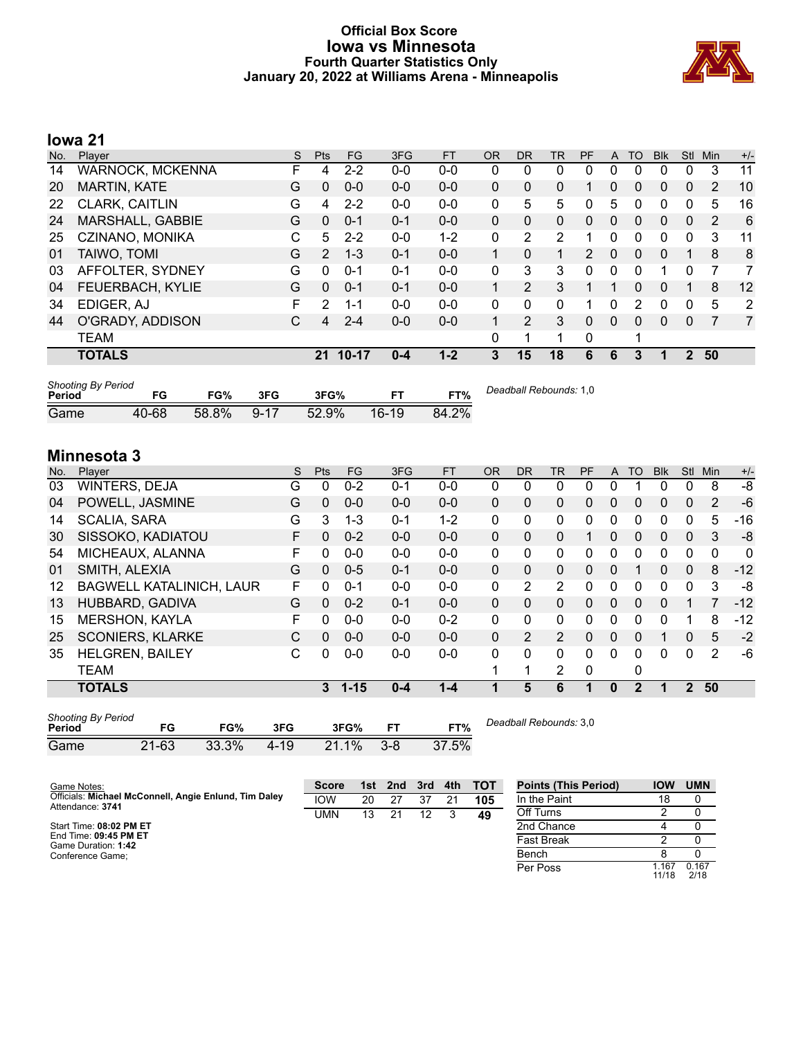# Official Box Score
## Iowa vs Minnesota
### Fourth Quarter Statistics Only
### January 20, 2022 at Williams Arena - Minneapolis

## Iowa 21

| No. | Player | S | Pts | FG | 3FG | FT | OR | DR | TR | PF | A | TO | Blk | Stl | Min | +/- |
|---|---|---|---|---|---|---|---|---|---|---|---|---|---|---|---|---|
| 14 | WARNOCK, MCKENNA | F | 4 | 2-2 | 0-0 | 0-0 | 0 | 0 | 0 | 0 | 0 | 0 | 0 | 0 | 3 | 11 |
| 20 | MARTIN, KATE | G | 0 | 0-0 | 0-0 | 0-0 | 0 | 0 | 0 | 1 | 0 | 0 | 0 | 0 | 2 | 10 |
| 22 | CLARK, CAITLIN | G | 4 | 2-2 | 0-0 | 0-0 | 0 | 5 | 5 | 0 | 5 | 0 | 0 | 0 | 5 | 16 |
| 24 | MARSHALL, GABBIE | G | 0 | 0-1 | 0-1 | 0-0 | 0 | 0 | 0 | 0 | 0 | 0 | 0 | 0 | 2 | 6 |
| 25 | CZINANO, MONIKA | C | 5 | 2-2 | 0-0 | 1-2 | 0 | 2 | 2 | 1 | 0 | 0 | 0 | 0 | 3 | 11 |
| 01 | TAIWO, TOMI | G | 2 | 1-3 | 0-1 | 0-0 | 1 | 0 | 1 | 2 | 0 | 0 | 0 | 1 | 8 | 8 |
| 03 | AFFOLTER, SYDNEY | G | 0 | 0-1 | 0-1 | 0-0 | 0 | 3 | 3 | 0 | 0 | 0 | 1 | 0 | 7 | 7 |
| 04 | FEUERBACH, KYLIE | G | 0 | 0-1 | 0-1 | 0-0 | 1 | 2 | 3 | 1 | 1 | 0 | 0 | 1 | 8 | 12 |
| 34 | EDIGER, AJ | F | 2 | 1-1 | 0-0 | 0-0 | 0 | 0 | 0 | 1 | 0 | 2 | 0 | 0 | 5 | 2 |
| 44 | O'GRADY, ADDISON | C | 4 | 2-4 | 0-0 | 0-0 | 1 | 2 | 3 | 0 | 0 | 0 | 0 | 0 | 7 | 7 |
| | TEAM | | | | | | 0 | 1 | 1 | 0 | | 1 | | | | |
| | **TOTALS** | | **21** | **10-17** | **0-4** | **1-2** | **3** | **15** | **18** | **6** | **6** | **3** | **1** | **2** | **50** | |

*Shooting By Period*

| Period | FG | FG% | 3FG | 3FG% | FT | FT% |
|---|---|---|---|---|---|---|
| Game | 40-68 | 58.8% | 9-17 | 52.9% | 16-19 | 84.2% |

*Deadball Rebounds:* 1,0

## Minnesota 3

| No. | Player | S | Pts | FG | 3FG | FT | OR | DR | TR | PF | A | TO | Blk | Stl | Min | +/- |
|---|---|---|---|---|---|---|---|---|---|---|---|---|---|---|---|---|
| 03 | WINTERS, DEJA | G | 0 | 0-2 | 0-1 | 0-0 | 0 | 0 | 0 | 0 | 0 | 1 | 0 | 0 | 8 | -8 |
| 04 | POWELL, JASMINE | G | 0 | 0-0 | 0-0 | 0-0 | 0 | 0 | 0 | 0 | 0 | 0 | 0 | 0 | 2 | -6 |
| 14 | SCALIA, SARA | G | 3 | 1-3 | 0-1 | 1-2 | 0 | 0 | 0 | 0 | 0 | 0 | 0 | 0 | 5 | -16 |
| 30 | SISSOKO, KADIATOU | F | 0 | 0-2 | 0-0 | 0-0 | 0 | 0 | 0 | 1 | 0 | 0 | 0 | 0 | 3 | -8 |
| 54 | MICHEAUX, ALANNA | F | 0 | 0-0 | 0-0 | 0-0 | 0 | 0 | 0 | 0 | 0 | 0 | 0 | 0 | 0 | 0 |
| 01 | SMITH, ALEXIA | G | 0 | 0-5 | 0-1 | 0-0 | 0 | 0 | 0 | 0 | 0 | 1 | 0 | 0 | 8 | -12 |
| 12 | BAGWELL KATALINICH, LAUR | F | 0 | 0-1 | 0-0 | 0-0 | 0 | 2 | 2 | 0 | 0 | 0 | 0 | 0 | 3 | -8 |
| 13 | HUBBARD, GADIVA | G | 0 | 0-2 | 0-1 | 0-0 | 0 | 0 | 0 | 0 | 0 | 0 | 0 | 1 | 7 | -12 |
| 15 | MERSHON, KAYLA | F | 0 | 0-0 | 0-0 | 0-2 | 0 | 0 | 0 | 0 | 0 | 0 | 0 | 1 | 8 | -12 |
| 25 | SCONIERS, KLARKE | C | 0 | 0-0 | 0-0 | 0-0 | 0 | 2 | 2 | 0 | 0 | 0 | 1 | 0 | 5 | -2 |
| 35 | HELGREN, BAILEY | C | 0 | 0-0 | 0-0 | 0-0 | 0 | 0 | 0 | 0 | 0 | 0 | 0 | 0 | 2 | -6 |
| | TEAM | | | | | | 1 | 1 | 2 | 0 | | 0 | | | | |
| | **TOTALS** | | **3** | **1-15** | **0-4** | **1-4** | **1** | **5** | **6** | **1** | **0** | **2** | **1** | **2** | **50** | |

*Shooting By Period*

| Period | FG | FG% | 3FG | 3FG% | FT | FT% |
|---|---|---|---|---|---|---|
| Game | 21-63 | 33.3% | 4-19 | 21.1% | 3-8 | 37.5% |

*Deadball Rebounds:* 3,0

Game Notes:
Officials: **Michael McConnell, Angie Enlund, Tim Daley**
Attendance: **3741**

Start Time: **08:02 PM ET**
End Time: **09:45 PM ET**
Game Duration: **1:42**
Conference Game;

| Score | 1st | 2nd | 3rd | 4th | TOT |
|---|---|---|---|---|---|
| IOW | 20 | 27 | 37 | 21 | **105** |
| UMN | 13 | 21 | 12 | 3 | **49** |

| Points (This Period) | IOW | UMN |
|---|---|---|
| In the Paint | 18 | 0 |
| Off Turns | 2 | 0 |
| 2nd Chance | 4 | 0 |
| Fast Break | 2 | 0 |
| Bench | 8 | 0 |
| Per Poss | 1.167 11/18 | 0.167 2/18 |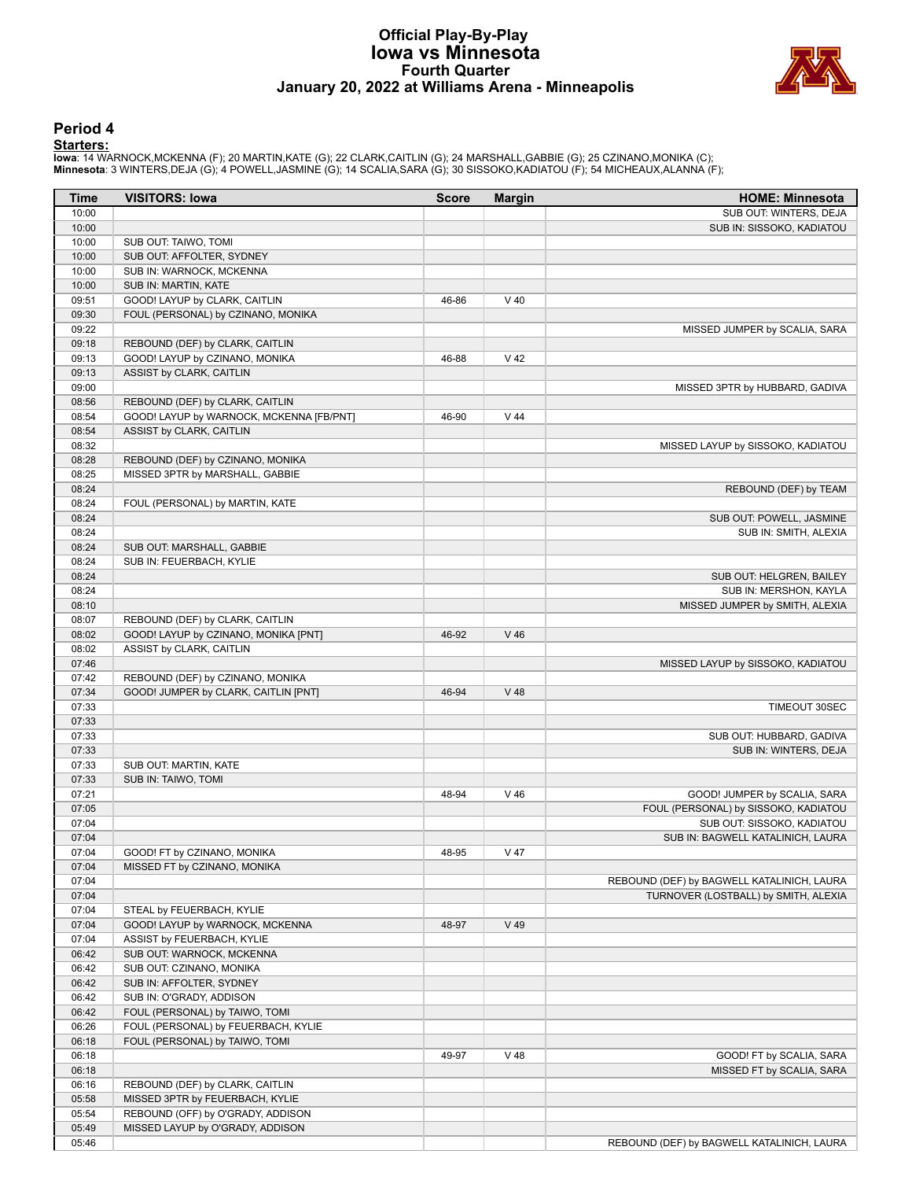# Official Play-By-Play
# Iowa vs Minnesota
## Fourth Quarter
## January 20, 2022 at Williams Arena - Minneapolis

### Period 4

**Starters:**

**Iowa**: 14 WARNOCK,MCKENNA (F); 20 MARTIN,KATE (G); 22 CLARK,CAITLIN (G); 24 MARSHALL,GABBIE (G); 25 CZINANO,MONIKA (C);
**Minnesota**: 3 WINTERS,DEJA (G); 4 POWELL,JASMINE (G); 14 SCALIA,SARA (G); 30 SISSOKO,KADIATOU (F); 54 MICHEAUX,ALANNA (F);

| Time | VISITORS: Iowa | Score | Margin | HOME: Minnesota |
|---|---|---|---|---|
| 10:00 | | | | SUB OUT: WINTERS, DEJA |
| 10:00 | | | | SUB IN: SISSOKO, KADIATOU |
| 10:00 | SUB OUT: TAIWO, TOMI | | | |
| 10:00 | SUB OUT: AFFOLTER, SYDNEY | | | |
| 10:00 | SUB IN: WARNOCK, MCKENNA | | | |
| 10:00 | SUB IN: MARTIN, KATE | | | |
| 09:51 | GOOD! LAYUP by CLARK, CAITLIN | 46-86 | V 40 | |
| 09:30 | FOUL (PERSONAL) by CZINANO, MONIKA | | | |
| 09:22 | | | | MISSED JUMPER by SCALIA, SARA |
| 09:18 | REBOUND (DEF) by CLARK, CAITLIN | | | |
| 09:13 | GOOD! LAYUP by CZINANO, MONIKA | 46-88 | V 42 | |
| 09:13 | ASSIST by CLARK, CAITLIN | | | |
| 09:00 | | | | MISSED 3PTR by HUBBARD, GADIVA |
| 08:56 | REBOUND (DEF) by CLARK, CAITLIN | | | |
| 08:54 | GOOD! LAYUP by WARNOCK, MCKENNA [FB/PNT] | 46-90 | V 44 | |
| 08:54 | ASSIST by CLARK, CAITLIN | | | |
| 08:32 | | | | MISSED LAYUP by SISSOKO, KADIATOU |
| 08:28 | REBOUND (DEF) by CZINANO, MONIKA | | | |
| 08:25 | MISSED 3PTR by MARSHALL, GABBIE | | | |
| 08:24 | | | | REBOUND (DEF) by TEAM |
| 08:24 | FOUL (PERSONAL) by MARTIN, KATE | | | |
| 08:24 | | | | SUB OUT: POWELL, JASMINE |
| 08:24 | | | | SUB IN: SMITH, ALEXIA |
| 08:24 | SUB OUT: MARSHALL, GABBIE | | | |
| 08:24 | SUB IN: FEUERBACH, KYLIE | | | |
| 08:24 | | | | SUB OUT: HELGREN, BAILEY |
| 08:24 | | | | SUB IN: MERSHON, KAYLA |
| 08:10 | | | | MISSED JUMPER by SMITH, ALEXIA |
| 08:07 | REBOUND (DEF) by CLARK, CAITLIN | | | |
| 08:02 | GOOD! LAYUP by CZINANO, MONIKA [PNT] | 46-92 | V 46 | |
| 08:02 | ASSIST by CLARK, CAITLIN | | | |
| 07:46 | | | | MISSED LAYUP by SISSOKO, KADIATOU |
| 07:42 | REBOUND (DEF) by CZINANO, MONIKA | | | |
| 07:34 | GOOD! JUMPER by CLARK, CAITLIN [PNT] | 46-94 | V 48 | |
| 07:33 | | | | TIMEOUT 30SEC |
| 07:33 | | | | |
| 07:33 | | | | SUB OUT: HUBBARD, GADIVA |
| 07:33 | | | | SUB IN: WINTERS, DEJA |
| 07:33 | SUB OUT: MARTIN, KATE | | | |
| 07:33 | SUB IN: TAIWO, TOMI | | | |
| 07:21 | | 48-94 | V 46 | GOOD! JUMPER by SCALIA, SARA |
| 07:05 | | | | FOUL (PERSONAL) by SISSOKO, KADIATOU |
| 07:04 | | | | SUB OUT: SISSOKO, KADIATOU |
| 07:04 | | | | SUB IN: BAGWELL KATALINICH, LAURA |
| 07:04 | GOOD! FT by CZINANO, MONIKA | 48-95 | V 47 | |
| 07:04 | MISSED FT by CZINANO, MONIKA | | | |
| 07:04 | | | | REBOUND (DEF) by BAGWELL KATALINICH, LAURA |
| 07:04 | | | | TURNOVER (LOSTBALL) by SMITH, ALEXIA |
| 07:04 | STEAL by FEUERBACH, KYLIE | | | |
| 07:04 | GOOD! LAYUP by WARNOCK, MCKENNA | 48-97 | V 49 | |
| 07:04 | ASSIST by FEUERBACH, KYLIE | | | |
| 06:42 | SUB OUT: WARNOCK, MCKENNA | | | |
| 06:42 | SUB OUT: CZINANO, MONIKA | | | |
| 06:42 | SUB IN: AFFOLTER, SYDNEY | | | |
| 06:42 | SUB IN: O'GRADY, ADDISON | | | |
| 06:42 | FOUL (PERSONAL) by TAIWO, TOMI | | | |
| 06:26 | FOUL (PERSONAL) by FEUERBACH, KYLIE | | | |
| 06:18 | FOUL (PERSONAL) by TAIWO, TOMI | | | |
| 06:18 | | 49-97 | V 48 | GOOD! FT by SCALIA, SARA |
| 06:18 | | | | MISSED FT by SCALIA, SARA |
| 06:16 | REBOUND (DEF) by CLARK, CAITLIN | | | |
| 05:58 | MISSED 3PTR by FEUERBACH, KYLIE | | | |
| 05:54 | REBOUND (OFF) by O'GRADY, ADDISON | | | |
| 05:49 | MISSED LAYUP by O'GRADY, ADDISON | | | |
| 05:46 | | | | REBOUND (DEF) by BAGWELL KATALINICH, LAURA |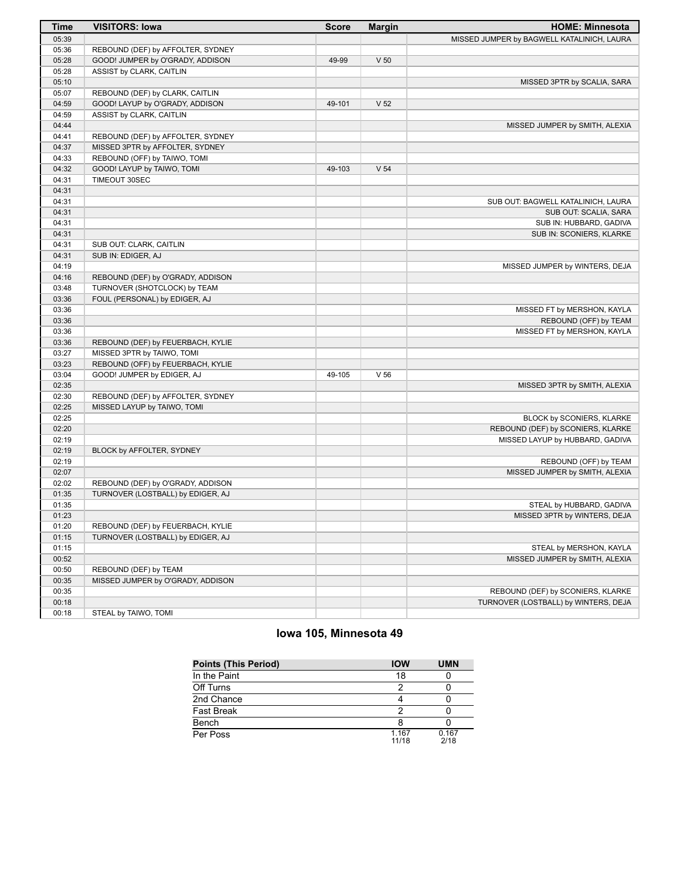| Time | VISITORS: Iowa | Score | Margin | HOME: Minnesota |
|---|---|---|---|---|
| 05:39 | | | | MISSED JUMPER by BAGWELL KATALINICH, LAURA |
| 05:36 | REBOUND (DEF) by AFFOLTER, SYDNEY | | | |
| 05:28 | GOOD! JUMPER by O'GRADY, ADDISON | 49-99 | V 50 | |
| 05:28 | ASSIST by CLARK, CAITLIN | | | |
| 05:10 | | | | MISSED 3PTR by SCALIA, SARA |
| 05:07 | REBOUND (DEF) by CLARK, CAITLIN | | | |
| 04:59 | GOOD! LAYUP by O'GRADY, ADDISON | 49-101 | V 52 | |
| 04:59 | ASSIST by CLARK, CAITLIN | | | |
| 04:44 | | | | MISSED JUMPER by SMITH, ALEXIA |
| 04:41 | REBOUND (DEF) by AFFOLTER, SYDNEY | | | |
| 04:37 | MISSED 3PTR by AFFOLTER, SYDNEY | | | |
| 04:33 | REBOUND (OFF) by TAIWO, TOMI | | | |
| 04:32 | GOOD! LAYUP by TAIWO, TOMI | 49-103 | V 54 | |
| 04:31 | TIMEOUT 30SEC | | | |
| 04:31 | | | | |
| 04:31 | | | | SUB OUT: BAGWELL KATALINICH, LAURA |
| 04:31 | | | | SUB OUT: SCALIA, SARA |
| 04:31 | | | | SUB IN: HUBBARD, GADIVA |
| 04:31 | | | | SUB IN: SCONIERS, KLARKE |
| 04:31 | SUB OUT: CLARK, CAITLIN | | | |
| 04:31 | SUB IN: EDIGER, AJ | | | |
| 04:19 | | | | MISSED JUMPER by WINTERS, DEJA |
| 04:16 | REBOUND (DEF) by O'GRADY, ADDISON | | | |
| 03:48 | TURNOVER (SHOTCLOCK) by TEAM | | | |
| 03:36 | FOUL (PERSONAL) by EDIGER, AJ | | | |
| 03:36 | | | | MISSED FT by MERSHON, KAYLA |
| 03:36 | | | | REBOUND (OFF) by TEAM |
| 03:36 | | | | MISSED FT by MERSHON, KAYLA |
| 03:36 | REBOUND (DEF) by FEUERBACH, KYLIE | | | |
| 03:27 | MISSED 3PTR by TAIWO, TOMI | | | |
| 03:23 | REBOUND (OFF) by FEUERBACH, KYLIE | | | |
| 03:04 | GOOD! JUMPER by EDIGER, AJ | 49-105 | V 56 | |
| 02:35 | | | | MISSED 3PTR by SMITH, ALEXIA |
| 02:30 | REBOUND (DEF) by AFFOLTER, SYDNEY | | | |
| 02:25 | MISSED LAYUP by TAIWO, TOMI | | | |
| 02:25 | | | | BLOCK by SCONIERS, KLARKE |
| 02:20 | | | | REBOUND (DEF) by SCONIERS, KLARKE |
| 02:19 | | | | MISSED LAYUP by HUBBARD, GADIVA |
| 02:19 | BLOCK by AFFOLTER, SYDNEY | | | |
| 02:19 | | | | REBOUND (OFF) by TEAM |
| 02:07 | | | | MISSED JUMPER by SMITH, ALEXIA |
| 02:02 | REBOUND (DEF) by O'GRADY, ADDISON | | | |
| 01:35 | TURNOVER (LOSTBALL) by EDIGER, AJ | | | |
| 01:35 | | | | STEAL by HUBBARD, GADIVA |
| 01:23 | | | | MISSED 3PTR by WINTERS, DEJA |
| 01:20 | REBOUND (DEF) by FEUERBACH, KYLIE | | | |
| 01:15 | TURNOVER (LOSTBALL) by EDIGER, AJ | | | |
| 01:15 | | | | STEAL by MERSHON, KAYLA |
| 00:52 | | | | MISSED JUMPER by SMITH, ALEXIA |
| 00:50 | REBOUND (DEF) by TEAM | | | |
| 00:35 | MISSED JUMPER by O'GRADY, ADDISON | | | |
| 00:35 | | | | REBOUND (DEF) by SCONIERS, KLARKE |
| 00:18 | | | | TURNOVER (LOSTBALL) by WINTERS, DEJA |
| 00:18 | STEAL by TAIWO, TOMI | | | |

## Iowa 105, Minnesota 49

| Points (This Period) | IOW | UMN |
|---|---|---|
| In the Paint | 18 | 0 |
| Off Turns | 2 | 0 |
| 2nd Chance | 4 | 0 |
| Fast Break | 2 | 0 |
| Bench | 8 | 0 |
| Per Poss | 1.167 11/18 | 0.167 2/18 |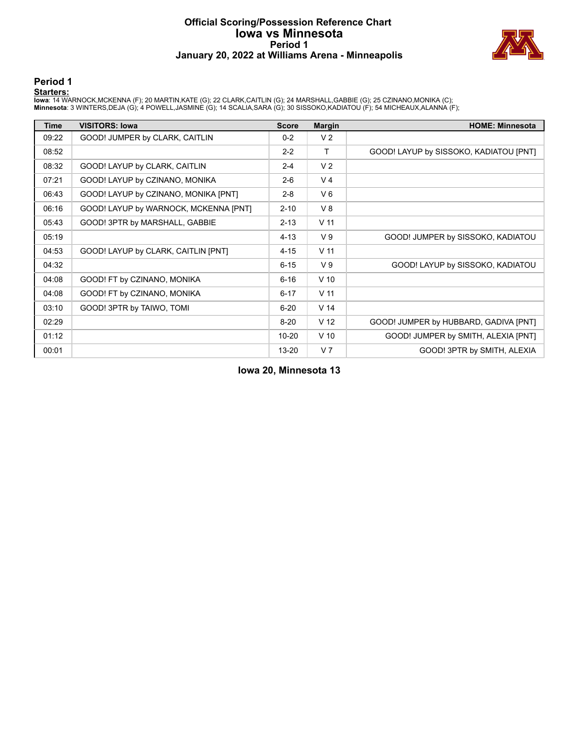# Official Scoring/Possession Reference Chart
# Iowa vs Minnesota
## Period 1
## January 20, 2022 at Williams Arena - Minneapolis

### Period 1

**Starters:**

**Iowa**: 14 WARNOCK,MCKENNA (F); 20 MARTIN,KATE (G); 22 CLARK,CAITLIN (G); 24 MARSHALL,GABBIE (G); 25 CZINANO,MONIKA (C);
**Minnesota**: 3 WINTERS,DEJA (G); 4 POWELL,JASMINE (G); 14 SCALIA,SARA (G); 30 SISSOKO,KADIATOU (F); 54 MICHEAUX,ALANNA (F);

| Time | VISITORS: Iowa | Score | Margin | HOME: Minnesota |
|---|---|---|---|---|
| 09:22 | GOOD! JUMPER by CLARK, CAITLIN | 0-2 | V 2 | |
| 08:52 | | 2-2 | T | GOOD! LAYUP by SISSOKO, KADIATOU [PNT] |
| 08:32 | GOOD! LAYUP by CLARK, CAITLIN | 2-4 | V 2 | |
| 07:21 | GOOD! LAYUP by CZINANO, MONIKA | 2-6 | V 4 | |
| 06:43 | GOOD! LAYUP by CZINANO, MONIKA [PNT] | 2-8 | V 6 | |
| 06:16 | GOOD! LAYUP by WARNOCK, MCKENNA [PNT] | 2-10 | V 8 | |
| 05:43 | GOOD! 3PTR by MARSHALL, GABBIE | 2-13 | V 11 | |
| 05:19 | | 4-13 | V 9 | GOOD! JUMPER by SISSOKO, KADIATOU |
| 04:53 | GOOD! LAYUP by CLARK, CAITLIN [PNT] | 4-15 | V 11 | |
| 04:32 | | 6-15 | V 9 | GOOD! LAYUP by SISSOKO, KADIATOU |
| 04:08 | GOOD! FT by CZINANO, MONIKA | 6-16 | V 10 | |
| 04:08 | GOOD! FT by CZINANO, MONIKA | 6-17 | V 11 | |
| 03:10 | GOOD! 3PTR by TAIWO, TOMI | 6-20 | V 14 | |
| 02:29 | | 8-20 | V 12 | GOOD! JUMPER by HUBBARD, GADIVA [PNT] |
| 01:12 | | 10-20 | V 10 | GOOD! JUMPER by SMITH, ALEXIA [PNT] |
| 00:01 | | 13-20 | V 7 | GOOD! 3PTR by SMITH, ALEXIA |

**Iowa 20, Minnesota 13**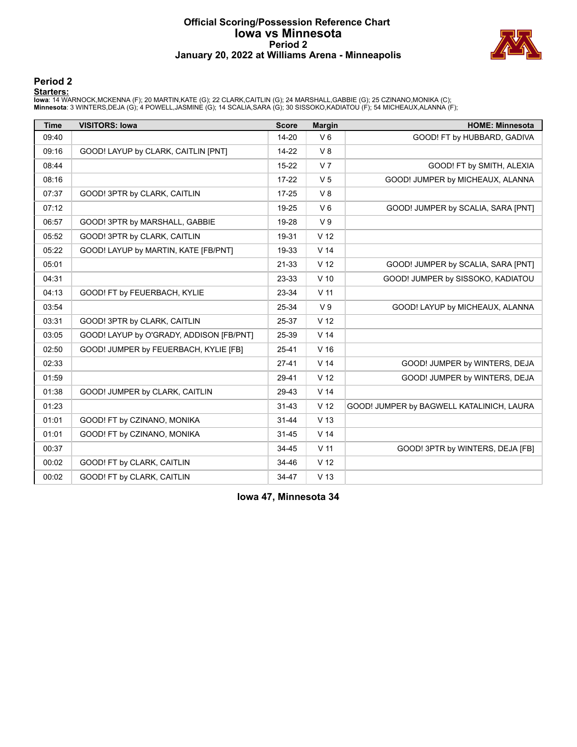# Official Scoring/Possession Reference Chart
# Iowa vs Minnesota
## Period 2
## January 20, 2022 at Williams Arena - Minneapolis

### Period 2

**Starters:**

**Iowa**: 14 WARNOCK,MCKENNA (F); 20 MARTIN,KATE (G); 22 CLARK,CAITLIN (G); 24 MARSHALL,GABBIE (G); 25 CZINANO,MONIKA (C);
**Minnesota**: 3 WINTERS,DEJA (G); 4 POWELL,JASMINE (G); 14 SCALIA,SARA (G); 30 SISSOKO,KADIATOU (F); 54 MICHEAUX,ALANNA (F);

| Time | VISITORS: Iowa | Score | Margin | HOME: Minnesota |
|---|---|---|---|---|
| 09:40 | | 14-20 | V 6 | GOOD! FT by HUBBARD, GADIVA |
| 09:16 | GOOD! LAYUP by CLARK, CAITLIN [PNT] | 14-22 | V 8 | |
| 08:44 | | 15-22 | V 7 | GOOD! FT by SMITH, ALEXIA |
| 08:16 | | 17-22 | V 5 | GOOD! JUMPER by MICHEAUX, ALANNA |
| 07:37 | GOOD! 3PTR by CLARK, CAITLIN | 17-25 | V 8 | |
| 07:12 | | 19-25 | V 6 | GOOD! JUMPER by SCALIA, SARA [PNT] |
| 06:57 | GOOD! 3PTR by MARSHALL, GABBIE | 19-28 | V 9 | |
| 05:52 | GOOD! 3PTR by CLARK, CAITLIN | 19-31 | V 12 | |
| 05:22 | GOOD! LAYUP by MARTIN, KATE [FB/PNT] | 19-33 | V 14 | |
| 05:01 | | 21-33 | V 12 | GOOD! JUMPER by SCALIA, SARA [PNT] |
| 04:31 | | 23-33 | V 10 | GOOD! JUMPER by SISSOKO, KADIATOU |
| 04:13 | GOOD! FT by FEUERBACH, KYLIE | 23-34 | V 11 | |
| 03:54 | | 25-34 | V 9 | GOOD! LAYUP by MICHEAUX, ALANNA |
| 03:31 | GOOD! 3PTR by CLARK, CAITLIN | 25-37 | V 12 | |
| 03:05 | GOOD! LAYUP by O'GRADY, ADDISON [FB/PNT] | 25-39 | V 14 | |
| 02:50 | GOOD! JUMPER by FEUERBACH, KYLIE [FB] | 25-41 | V 16 | |
| 02:33 | | 27-41 | V 14 | GOOD! JUMPER by WINTERS, DEJA |
| 01:59 | | 29-41 | V 12 | GOOD! JUMPER by WINTERS, DEJA |
| 01:38 | GOOD! JUMPER by CLARK, CAITLIN | 29-43 | V 14 | |
| 01:23 | | 31-43 | V 12 | GOOD! JUMPER by BAGWELL KATALINICH, LAURA |
| 01:01 | GOOD! FT by CZINANO, MONIKA | 31-44 | V 13 | |
| 01:01 | GOOD! FT by CZINANO, MONIKA | 31-45 | V 14 | |
| 00:37 | | 34-45 | V 11 | GOOD! 3PTR by WINTERS, DEJA [FB] |
| 00:02 | GOOD! FT by CLARK, CAITLIN | 34-46 | V 12 | |
| 00:02 | GOOD! FT by CLARK, CAITLIN | 34-47 | V 13 | |

**Iowa 47, Minnesota 34**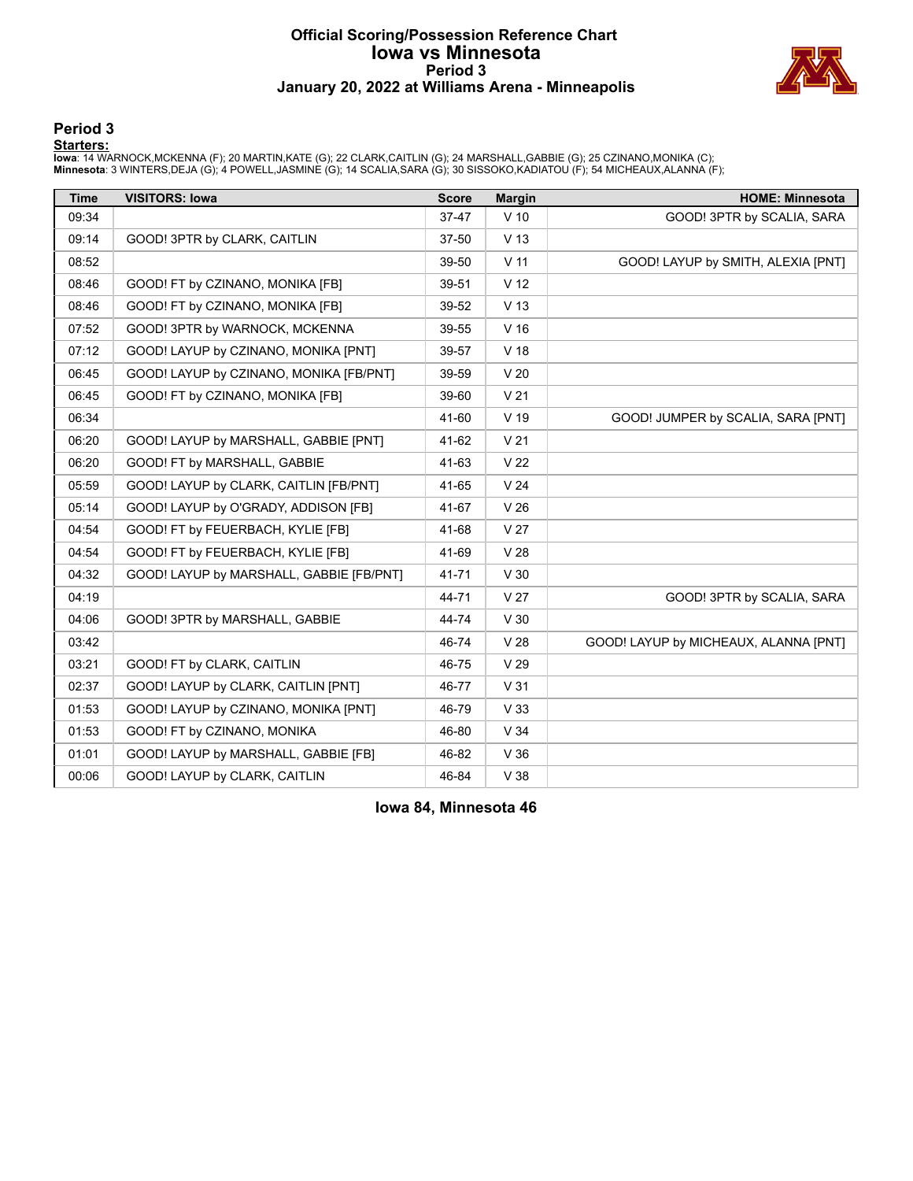# Official Scoring/Possession Reference Chart
## Iowa vs Minnesota
### Period 3
### January 20, 2022 at Williams Arena - Minneapolis

## Period 3

**Starters:**

**Iowa**: 14 WARNOCK,MCKENNA (F); 20 MARTIN,KATE (G); 22 CLARK,CAITLIN (G); 24 MARSHALL,GABBIE (G); 25 CZINANO,MONIKA (C);
**Minnesota**: 3 WINTERS,DEJA (G); 4 POWELL,JASMINE (G); 14 SCALIA,SARA (G); 30 SISSOKO,KADIATOU (F); 54 MICHEAUX,ALANNA (F);

| Time | VISITORS: Iowa | Score | Margin | HOME: Minnesota |
|---|---|---|---|---|
| 09:34 | | 37-47 | V 10 | GOOD! 3PTR by SCALIA, SARA |
| 09:14 | GOOD! 3PTR by CLARK, CAITLIN | 37-50 | V 13 | |
| 08:52 | | 39-50 | V 11 | GOOD! LAYUP by SMITH, ALEXIA [PNT] |
| 08:46 | GOOD! FT by CZINANO, MONIKA [FB] | 39-51 | V 12 | |
| 08:46 | GOOD! FT by CZINANO, MONIKA [FB] | 39-52 | V 13 | |
| 07:52 | GOOD! 3PTR by WARNOCK, MCKENNA | 39-55 | V 16 | |
| 07:12 | GOOD! LAYUP by CZINANO, MONIKA [PNT] | 39-57 | V 18 | |
| 06:45 | GOOD! LAYUP by CZINANO, MONIKA [FB/PNT] | 39-59 | V 20 | |
| 06:45 | GOOD! FT by CZINANO, MONIKA [FB] | 39-60 | V 21 | |
| 06:34 | | 41-60 | V 19 | GOOD! JUMPER by SCALIA, SARA [PNT] |
| 06:20 | GOOD! LAYUP by MARSHALL, GABBIE [PNT] | 41-62 | V 21 | |
| 06:20 | GOOD! FT by MARSHALL, GABBIE | 41-63 | V 22 | |
| 05:59 | GOOD! LAYUP by CLARK, CAITLIN [FB/PNT] | 41-65 | V 24 | |
| 05:14 | GOOD! LAYUP by O'GRADY, ADDISON [FB] | 41-67 | V 26 | |
| 04:54 | GOOD! FT by FEUERBACH, KYLIE [FB] | 41-68 | V 27 | |
| 04:54 | GOOD! FT by FEUERBACH, KYLIE [FB] | 41-69 | V 28 | |
| 04:32 | GOOD! LAYUP by MARSHALL, GABBIE [FB/PNT] | 41-71 | V 30 | |
| 04:19 | | 44-71 | V 27 | GOOD! 3PTR by SCALIA, SARA |
| 04:06 | GOOD! 3PTR by MARSHALL, GABBIE | 44-74 | V 30 | |
| 03:42 | | 46-74 | V 28 | GOOD! LAYUP by MICHEAUX, ALANNA [PNT] |
| 03:21 | GOOD! FT by CLARK, CAITLIN | 46-75 | V 29 | |
| 02:37 | GOOD! LAYUP by CLARK, CAITLIN [PNT] | 46-77 | V 31 | |
| 01:53 | GOOD! LAYUP by CZINANO, MONIKA [PNT] | 46-79 | V 33 | |
| 01:53 | GOOD! FT by CZINANO, MONIKA | 46-80 | V 34 | |
| 01:01 | GOOD! LAYUP by MARSHALL, GABBIE [FB] | 46-82 | V 36 | |
| 00:06 | GOOD! LAYUP by CLARK, CAITLIN | 46-84 | V 38 | |

**Iowa 84, Minnesota 46**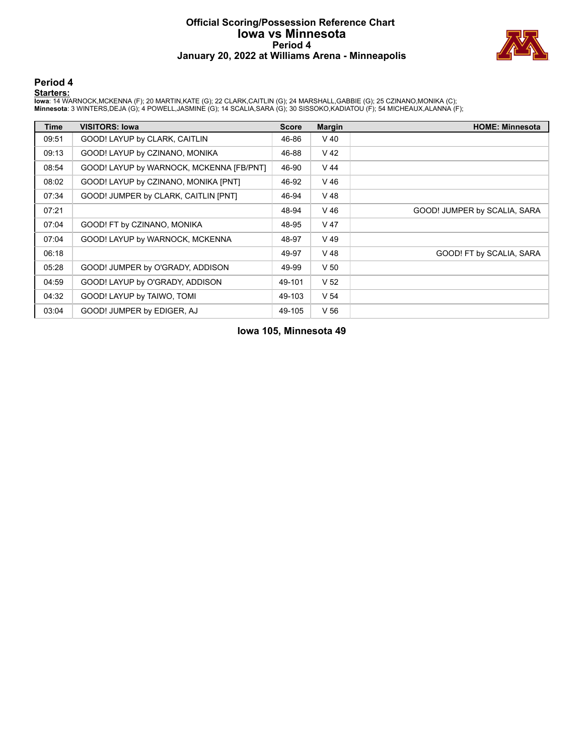# Official Scoring/Possession Reference Chart
# Iowa vs Minnesota
## Period 4
## January 20, 2022 at Williams Arena - Minneapolis

### Period 4

**Starters:**

**Iowa**: 14 WARNOCK,MCKENNA (F); 20 MARTIN,KATE (G); 22 CLARK,CAITLIN (G); 24 MARSHALL,GABBIE (G); 25 CZINANO,MONIKA (C);
**Minnesota**: 3 WINTERS,DEJA (G); 4 POWELL,JASMINE (G); 14 SCALIA,SARA (G); 30 SISSOKO,KADIATOU (F); 54 MICHEAUX,ALANNA (F);

| Time | VISITORS: Iowa | Score | Margin | HOME: Minnesota |
|---|---|---|---|---|
| 09:51 | GOOD! LAYUP by CLARK, CAITLIN | 46-86 | V 40 | |
| 09:13 | GOOD! LAYUP by CZINANO, MONIKA | 46-88 | V 42 | |
| 08:54 | GOOD! LAYUP by WARNOCK, MCKENNA [FB/PNT] | 46-90 | V 44 | |
| 08:02 | GOOD! LAYUP by CZINANO, MONIKA [PNT] | 46-92 | V 46 | |
| 07:34 | GOOD! JUMPER by CLARK, CAITLIN [PNT] | 46-94 | V 48 | |
| 07:21 | | 48-94 | V 46 | GOOD! JUMPER by SCALIA, SARA |
| 07:04 | GOOD! FT by CZINANO, MONIKA | 48-95 | V 47 | |
| 07:04 | GOOD! LAYUP by WARNOCK, MCKENNA | 48-97 | V 49 | |
| 06:18 | | 49-97 | V 48 | GOOD! FT by SCALIA, SARA |
| 05:28 | GOOD! JUMPER by O'GRADY, ADDISON | 49-99 | V 50 | |
| 04:59 | GOOD! LAYUP by O'GRADY, ADDISON | 49-101 | V 52 | |
| 04:32 | GOOD! LAYUP by TAIWO, TOMI | 49-103 | V 54 | |
| 03:04 | GOOD! JUMPER by EDIGER, AJ | 49-105 | V 56 | |

**Iowa 105, Minnesota 49**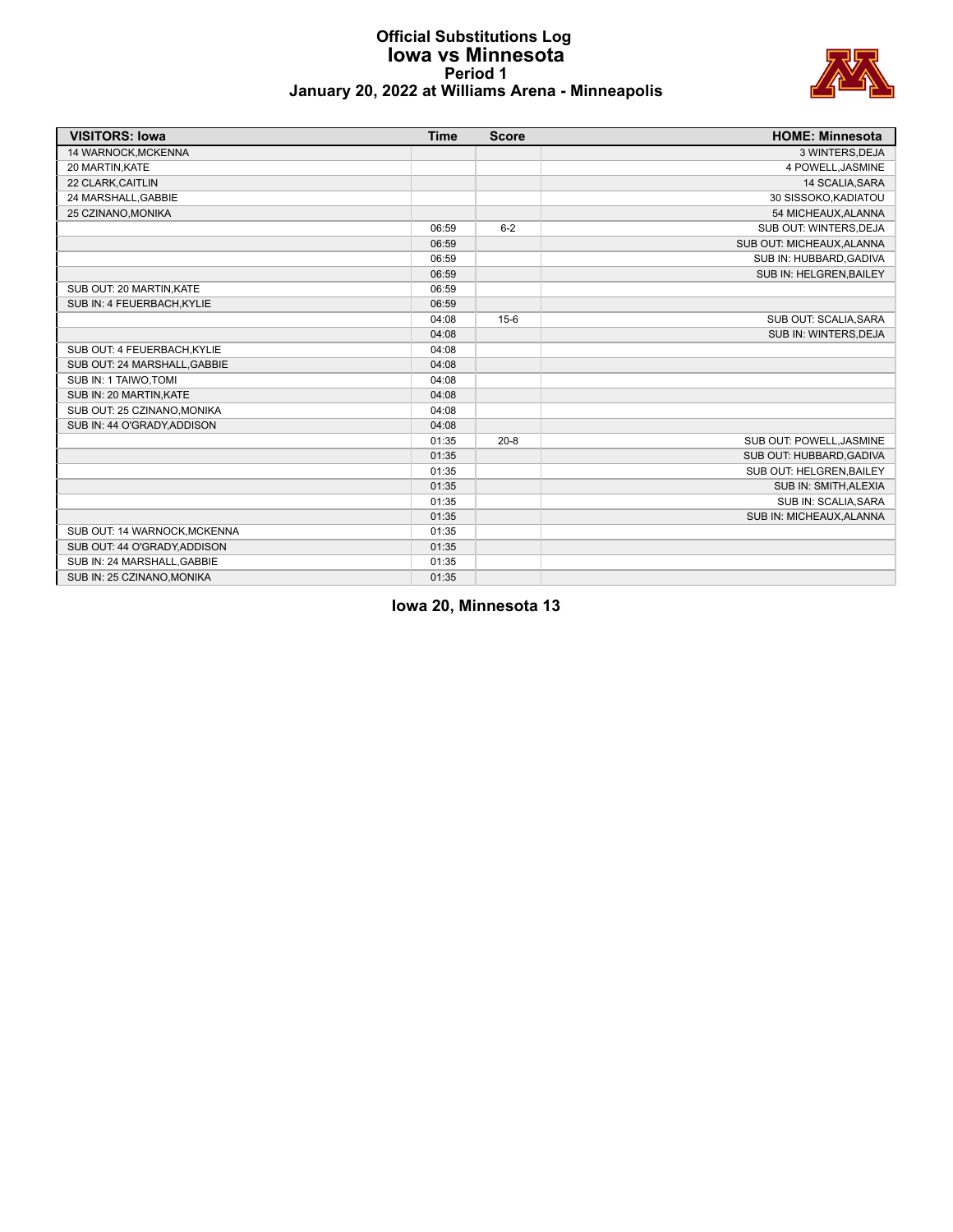# Official Substitutions Log
## Iowa vs Minnesota
### Period 1
### January 20, 2022 at Williams Arena - Minneapolis

| VISITORS: Iowa | Time | Score | HOME: Minnesota |
|---|---|---|---|
| 14 WARNOCK,MCKENNA | | | 3 WINTERS,DEJA |
| 20 MARTIN,KATE | | | 4 POWELL,JASMINE |
| 22 CLARK,CAITLIN | | | 14 SCALIA,SARA |
| 24 MARSHALL,GABBIE | | | 30 SISSOKO,KADIATOU |
| 25 CZINANO,MONIKA | | | 54 MICHEAUX,ALANNA |
| | 06:59 | 6-2 | SUB OUT: WINTERS,DEJA |
| | 06:59 | | SUB OUT: MICHEAUX,ALANNA |
| | 06:59 | | SUB IN: HUBBARD,GADIVA |
| | 06:59 | | SUB IN: HELGREN,BAILEY |
| SUB OUT: 20 MARTIN,KATE | 06:59 | | |
| SUB IN: 4 FEUERBACH,KYLIE | 06:59 | | |
| | 04:08 | 15-6 | SUB OUT: SCALIA,SARA |
| | 04:08 | | SUB IN: WINTERS,DEJA |
| SUB OUT: 4 FEUERBACH,KYLIE | 04:08 | | |
| SUB OUT: 24 MARSHALL,GABBIE | 04:08 | | |
| SUB IN: 1 TAIWO,TOMI | 04:08 | | |
| SUB IN: 20 MARTIN,KATE | 04:08 | | |
| SUB OUT: 25 CZINANO,MONIKA | 04:08 | | |
| SUB IN: 44 O'GRADY,ADDISON | 04:08 | | |
| | 01:35 | 20-8 | SUB OUT: POWELL,JASMINE |
| | 01:35 | | SUB OUT: HUBBARD,GADIVA |
| | 01:35 | | SUB OUT: HELGREN,BAILEY |
| | 01:35 | | SUB IN: SMITH,ALEXIA |
| | 01:35 | | SUB IN: SCALIA,SARA |
| | 01:35 | | SUB IN: MICHEAUX,ALANNA |
| SUB OUT: 14 WARNOCK,MCKENNA | 01:35 | | |
| SUB OUT: 44 O'GRADY,ADDISON | 01:35 | | |
| SUB IN: 24 MARSHALL,GABBIE | 01:35 | | |
| SUB IN: 25 CZINANO,MONIKA | 01:35 | | |

**Iowa 20, Minnesota 13**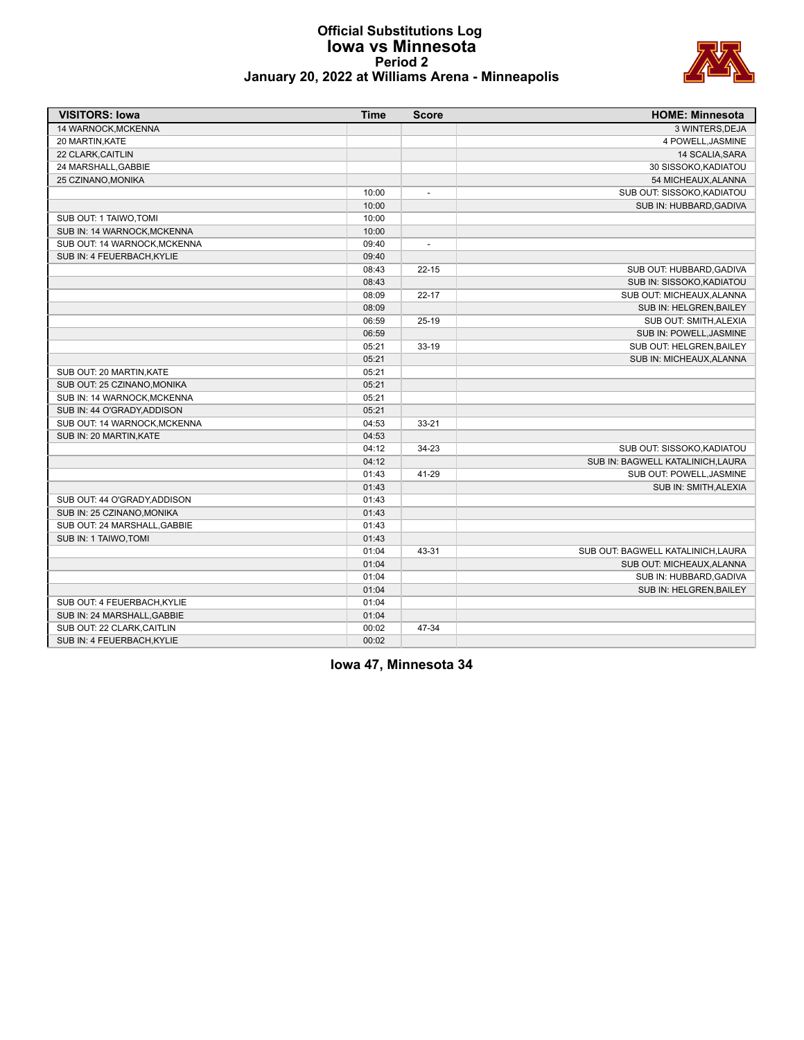# Official Substitutions Log
## Iowa vs Minnesota
### Period 2
### January 20, 2022 at Williams Arena - Minneapolis

| VISITORS: Iowa | Time | Score | HOME: Minnesota |
|---|---|---|---|
| 14 WARNOCK,MCKENNA | | | 3 WINTERS,DEJA |
| 20 MARTIN,KATE | | | 4 POWELL,JASMINE |
| 22 CLARK,CAITLIN | | | 14 SCALIA,SARA |
| 24 MARSHALL,GABBIE | | | 30 SISSOKO,KADIATOU |
| 25 CZINANO,MONIKA | | | 54 MICHEAUX,ALANNA |
| | 10:00 | - | SUB OUT: SISSOKO,KADIATOU |
| | 10:00 | | SUB IN: HUBBARD,GADIVA |
| SUB OUT: 1 TAIWO,TOMI | 10:00 | | |
| SUB IN: 14 WARNOCK,MCKENNA | 10:00 | | |
| SUB OUT: 14 WARNOCK,MCKENNA | 09:40 | - | |
| SUB IN: 4 FEUERBACH,KYLIE | 09:40 | | |
| | 08:43 | 22-15 | SUB OUT: HUBBARD,GADIVA |
| | 08:43 | | SUB IN: SISSOKO,KADIATOU |
| | 08:09 | 22-17 | SUB OUT: MICHEAUX,ALANNA |
| | 08:09 | | SUB IN: HELGREN,BAILEY |
| | 06:59 | 25-19 | SUB OUT: SMITH,ALEXIA |
| | 06:59 | | SUB IN: POWELL,JASMINE |
| | 05:21 | 33-19 | SUB OUT: HELGREN,BAILEY |
| | 05:21 | | SUB IN: MICHEAUX,ALANNA |
| SUB OUT: 20 MARTIN,KATE | 05:21 | | |
| SUB OUT: 25 CZINANO,MONIKA | 05:21 | | |
| SUB IN: 14 WARNOCK,MCKENNA | 05:21 | | |
| SUB IN: 44 O'GRADY,ADDISON | 05:21 | | |
| SUB OUT: 14 WARNOCK,MCKENNA | 04:53 | 33-21 | |
| SUB IN: 20 MARTIN,KATE | 04:53 | | |
| | 04:12 | 34-23 | SUB OUT: SISSOKO,KADIATOU |
| | 04:12 | | SUB IN: BAGWELL KATALINICH,LAURA |
| | 01:43 | 41-29 | SUB OUT: POWELL,JASMINE |
| | 01:43 | | SUB IN: SMITH,ALEXIA |
| SUB OUT: 44 O'GRADY,ADDISON | 01:43 | | |
| SUB IN: 25 CZINANO,MONIKA | 01:43 | | |
| SUB OUT: 24 MARSHALL,GABBIE | 01:43 | | |
| SUB IN: 1 TAIWO,TOMI | 01:43 | | |
| | 01:04 | 43-31 | SUB OUT: BAGWELL KATALINICH,LAURA |
| | 01:04 | | SUB OUT: MICHEAUX,ALANNA |
| | 01:04 | | SUB IN: HUBBARD,GADIVA |
| | 01:04 | | SUB IN: HELGREN,BAILEY |
| SUB OUT: 4 FEUERBACH,KYLIE | 01:04 | | |
| SUB IN: 24 MARSHALL,GABBIE | 01:04 | | |
| SUB OUT: 22 CLARK,CAITLIN | 00:02 | 47-34 | |
| SUB IN: 4 FEUERBACH,KYLIE | 00:02 | | |

**Iowa 47, Minnesota 34**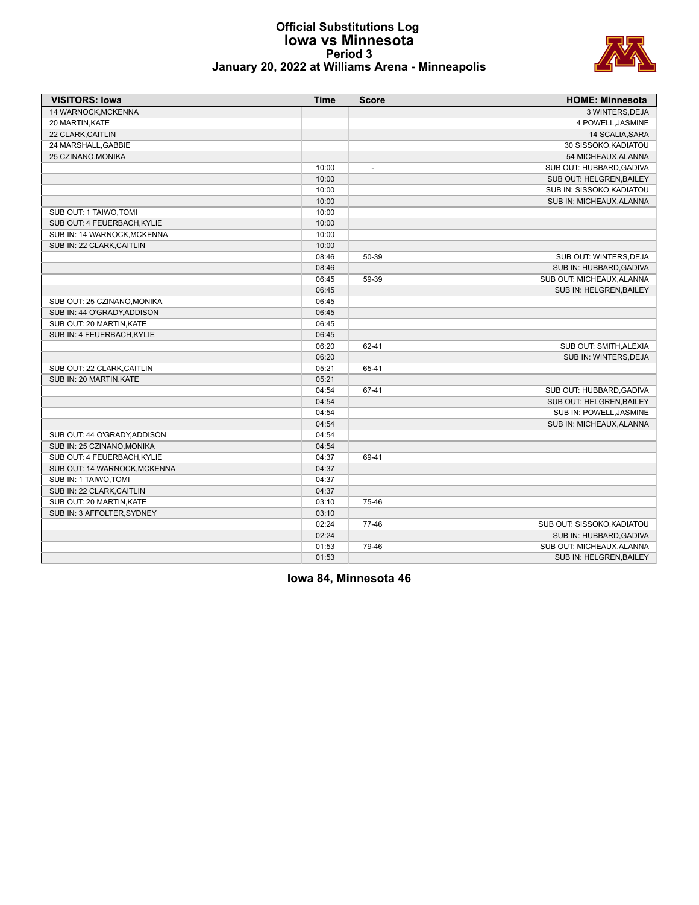# Official Substitutions Log
## Iowa vs Minnesota
### Period 3
### January 20, 2022 at Williams Arena - Minneapolis

| VISITORS: Iowa | Time | Score | HOME: Minnesota |
|---|---|---|---|
| 14 WARNOCK,MCKENNA | | | 3 WINTERS,DEJA |
| 20 MARTIN,KATE | | | 4 POWELL,JASMINE |
| 22 CLARK,CAITLIN | | | 14 SCALIA,SARA |
| 24 MARSHALL,GABBIE | | | 30 SISSOKO,KADIATOU |
| 25 CZINANO,MONIKA | | | 54 MICHEAUX,ALANNA |
| | 10:00 | - | SUB OUT: HUBBARD,GADIVA |
| | 10:00 | | SUB OUT: HELGREN,BAILEY |
| | 10:00 | | SUB IN: SISSOKO,KADIATOU |
| | 10:00 | | SUB IN: MICHEAUX,ALANNA |
| SUB OUT: 1 TAIWO,TOMI | 10:00 | | |
| SUB OUT: 4 FEUERBACH,KYLIE | 10:00 | | |
| SUB IN: 14 WARNOCK,MCKENNA | 10:00 | | |
| SUB IN: 22 CLARK,CAITLIN | 10:00 | | |
| | 08:46 | 50-39 | SUB OUT: WINTERS,DEJA |
| | 08:46 | | SUB IN: HUBBARD,GADIVA |
| | 06:45 | 59-39 | SUB OUT: MICHEAUX,ALANNA |
| | 06:45 | | SUB IN: HELGREN,BAILEY |
| SUB OUT: 25 CZINANO,MONIKA | 06:45 | | |
| SUB IN: 44 O'GRADY,ADDISON | 06:45 | | |
| SUB OUT: 20 MARTIN,KATE | 06:45 | | |
| SUB IN: 4 FEUERBACH,KYLIE | 06:45 | | |
| | 06:20 | 62-41 | SUB OUT: SMITH,ALEXIA |
| | 06:20 | | SUB IN: WINTERS,DEJA |
| SUB OUT: 22 CLARK,CAITLIN | 05:21 | 65-41 | |
| SUB IN: 20 MARTIN,KATE | 05:21 | | |
| | 04:54 | 67-41 | SUB OUT: HUBBARD,GADIVA |
| | 04:54 | | SUB OUT: HELGREN,BAILEY |
| | 04:54 | | SUB IN: POWELL,JASMINE |
| | 04:54 | | SUB IN: MICHEAUX,ALANNA |
| SUB OUT: 44 O'GRADY,ADDISON | 04:54 | | |
| SUB IN: 25 CZINANO,MONIKA | 04:54 | | |
| SUB OUT: 4 FEUERBACH,KYLIE | 04:37 | 69-41 | |
| SUB OUT: 14 WARNOCK,MCKENNA | 04:37 | | |
| SUB IN: 1 TAIWO,TOMI | 04:37 | | |
| SUB IN: 22 CLARK,CAITLIN | 04:37 | | |
| SUB OUT: 20 MARTIN,KATE | 03:10 | 75-46 | |
| SUB IN: 3 AFFOLTER,SYDNEY | 03:10 | | |
| | 02:24 | 77-46 | SUB OUT: SISSOKO,KADIATOU |
| | 02:24 | | SUB IN: HUBBARD,GADIVA |
| | 01:53 | 79-46 | SUB OUT: MICHEAUX,ALANNA |
| | 01:53 | | SUB IN: HELGREN,BAILEY |

**Iowa 84, Minnesota 46**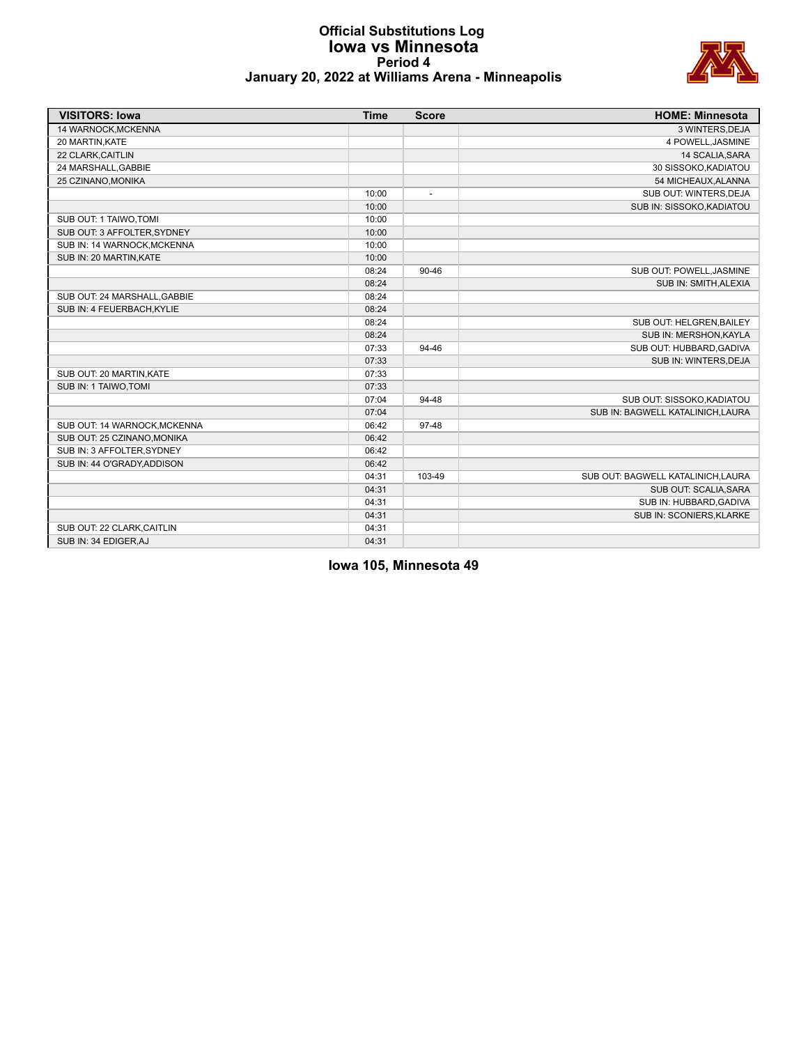# Official Substitutions Log
# Iowa vs Minnesota
## Period 4
## January 20, 2022 at Williams Arena - Minneapolis

| VISITORS: Iowa | Time | Score | HOME: Minnesota |
|---|---|---|---|
| 14 WARNOCK,MCKENNA | | | 3 WINTERS,DEJA |
| 20 MARTIN,KATE | | | 4 POWELL,JASMINE |
| 22 CLARK,CAITLIN | | | 14 SCALIA,SARA |
| 24 MARSHALL,GABBIE | | | 30 SISSOKO,KADIATOU |
| 25 CZINANO,MONIKA | | | 54 MICHEAUX,ALANNA |
| | 10:00 | - | SUB OUT: WINTERS,DEJA |
| | 10:00 | | SUB IN: SISSOKO,KADIATOU |
| SUB OUT: 1 TAIWO,TOMI | 10:00 | | |
| SUB OUT: 3 AFFOLTER,SYDNEY | 10:00 | | |
| SUB IN: 14 WARNOCK,MCKENNA | 10:00 | | |
| SUB IN: 20 MARTIN,KATE | 10:00 | | |
| | 08:24 | 90-46 | SUB OUT: POWELL,JASMINE |
| | 08:24 | | SUB IN: SMITH,ALEXIA |
| SUB OUT: 24 MARSHALL,GABBIE | 08:24 | | |
| SUB IN: 4 FEUERBACH,KYLIE | 08:24 | | |
| | 08:24 | | SUB OUT: HELGREN,BAILEY |
| | 08:24 | | SUB IN: MERSHON,KAYLA |
| | 07:33 | 94-46 | SUB OUT: HUBBARD,GADIVA |
| | 07:33 | | SUB IN: WINTERS,DEJA |
| SUB OUT: 20 MARTIN,KATE | 07:33 | | |
| SUB IN: 1 TAIWO,TOMI | 07:33 | | |
| | 07:04 | 94-48 | SUB OUT: SISSOKO,KADIATOU |
| | 07:04 | | SUB IN: BAGWELL KATALINICH,LAURA |
| SUB OUT: 14 WARNOCK,MCKENNA | 06:42 | 97-48 | |
| SUB OUT: 25 CZINANO,MONIKA | 06:42 | | |
| SUB IN: 3 AFFOLTER,SYDNEY | 06:42 | | |
| SUB IN: 44 O'GRADY,ADDISON | 06:42 | | |
| | 04:31 | 103-49 | SUB OUT: BAGWELL KATALINICH,LAURA |
| | 04:31 | | SUB OUT: SCALIA,SARA |
| | 04:31 | | SUB IN: HUBBARD,GADIVA |
| | 04:31 | | SUB IN: SCONIERS,KLARKE |
| SUB OUT: 22 CLARK,CAITLIN | 04:31 | | |
| SUB IN: 34 EDIGER,AJ | 04:31 | | |

**Iowa 105, Minnesota 49**